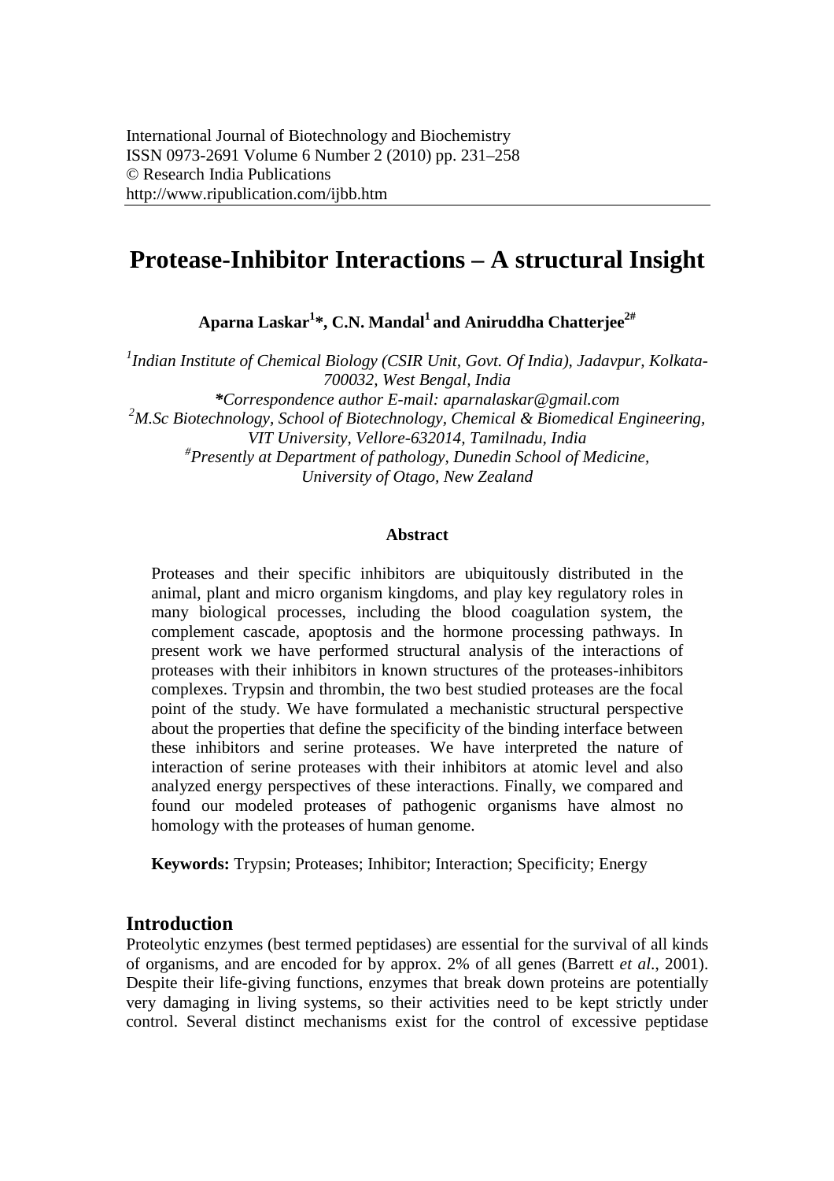International Journal of Biotechnology and Biochemistry
ISSN 0973-2691 Volume 6 Number 2 (2010) pp. 231–258
© Research India Publications
http://www.ripublication.com/ijbb.htm

# Protease-Inhibitor Interactions – A structural Insight

**Aparna Laskar[1]*, C.N. Mandal[1] and Aniruddha Chatterjee[2#]**

*[1]Indian Institute of Chemical Biology (CSIR Unit, Govt. Of India), Jadavpur, Kolkata-700032, West Bengal, India*
***Correspondence author E-mail: aparnalaskar@gmail.com***
*[2]M.Sc Biotechnology, School of Biotechnology, Chemical & Biomedical Engineering, VIT University, Vellore-632014, Tamilnadu, India*
*[#]Presently at Department of pathology, Dunedin School of Medicine, University of Otago, New Zealand*

#### Abstract

Proteases and their specific inhibitors are ubiquitously distributed in the animal, plant and micro organism kingdoms, and play key regulatory roles in many biological processes, including the blood coagulation system, the complement cascade, apoptosis and the hormone processing pathways. In present work we have performed structural analysis of the interactions of proteases with their inhibitors in known structures of the proteases-inhibitors complexes. Trypsin and thrombin, the two best studied proteases are the focal point of the study. We have formulated a mechanistic structural perspective about the properties that define the specificity of the binding interface between these inhibitors and serine proteases. We have interpreted the nature of interaction of serine proteases with their inhibitors at atomic level and also analyzed energy perspectives of these interactions. Finally, we compared and found our modeled proteases of pathogenic organisms have almost no homology with the proteases of human genome.

**Keywords:** Trypsin; Proteases; Inhibitor; Interaction; Specificity; Energy

## Introduction

Proteolytic enzymes (best termed peptidases) are essential for the survival of all kinds of organisms, and are encoded for by approx. 2% of all genes (Barrett *et al.*, 2001). Despite their life-giving functions, enzymes that break down proteins are potentially very damaging in living systems, so their activities need to be kept strictly under control. Several distinct mechanisms exist for the control of excessive peptidase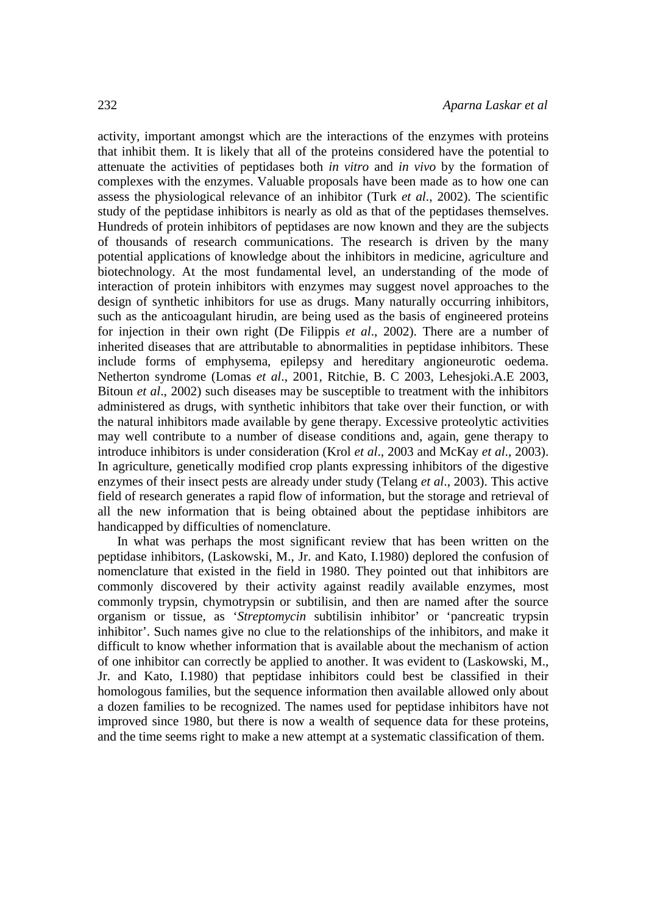activity, important amongst which are the interactions of the enzymes with proteins that inhibit them. It is likely that all of the proteins considered have the potential to attenuate the activities of peptidases both *in vitro* and *in vivo* by the formation of complexes with the enzymes. Valuable proposals have been made as to how one can assess the physiological relevance of an inhibitor (Turk *et al*., 2002). The scientific study of the peptidase inhibitors is nearly as old as that of the peptidases themselves. Hundreds of protein inhibitors of peptidases are now known and they are the subjects of thousands of research communications. The research is driven by the many potential applications of knowledge about the inhibitors in medicine, agriculture and biotechnology. At the most fundamental level, an understanding of the mode of interaction of protein inhibitors with enzymes may suggest novel approaches to the design of synthetic inhibitors for use as drugs. Many naturally occurring inhibitors, such as the anticoagulant hirudin, are being used as the basis of engineered proteins for injection in their own right (De Filippis *et al*., 2002). There are a number of inherited diseases that are attributable to abnormalities in peptidase inhibitors. These include forms of emphysema, epilepsy and hereditary angioneurotic oedema. Netherton syndrome (Lomas *et al*., 2001, Ritchie, B. C 2003, Lehesjoki.A.E 2003, Bitoun *et al*., 2002) such diseases may be susceptible to treatment with the inhibitors administered as drugs, with synthetic inhibitors that take over their function, or with the natural inhibitors made available by gene therapy. Excessive proteolytic activities may well contribute to a number of disease conditions and, again, gene therapy to introduce inhibitors is under consideration (Krol *et al*., 2003 and McKay *et al*., 2003). In agriculture, genetically modified crop plants expressing inhibitors of the digestive enzymes of their insect pests are already under study (Telang *et al*., 2003). This active field of research generates a rapid flow of information, but the storage and retrieval of all the new information that is being obtained about the peptidase inhibitors are handicapped by difficulties of nomenclature.

In what was perhaps the most significant review that has been written on the peptidase inhibitors, (Laskowski, M., Jr. and Kato, I.1980) deplored the confusion of nomenclature that existed in the field in 1980. They pointed out that inhibitors are commonly discovered by their activity against readily available enzymes, most commonly trypsin, chymotrypsin or subtilisin, and then are named after the source organism or tissue, as '*Streptomycin* subtilisin inhibitor' or 'pancreatic trypsin inhibitor'. Such names give no clue to the relationships of the inhibitors, and make it difficult to know whether information that is available about the mechanism of action of one inhibitor can correctly be applied to another. It was evident to (Laskowski, M., Jr. and Kato, I.1980) that peptidase inhibitors could best be classified in their homologous families, but the sequence information then available allowed only about a dozen families to be recognized. The names used for peptidase inhibitors have not improved since 1980, but there is now a wealth of sequence data for these proteins, and the time seems right to make a new attempt at a systematic classification of them.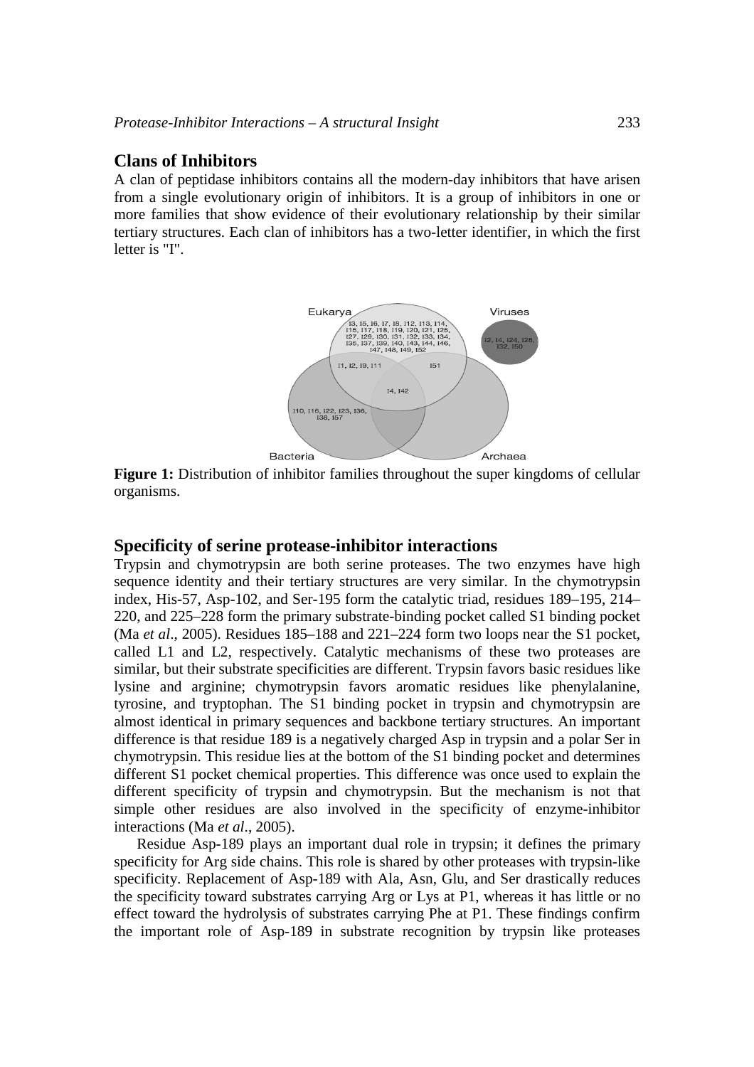## Clans of Inhibitors

A clan of peptidase inhibitors contains all the modern-day inhibitors that have arisen from a single evolutionary origin of inhibitors. It is a group of inhibitors in one or more families that show evidence of their evolutionary relationship by their similar tertiary structures. Each clan of inhibitors has a two-letter identifier, in which the first letter is "I".

**Figure 1:** Distribution of inhibitor families throughout the super kingdoms of cellular organisms.

## Specificity of serine protease-inhibitor interactions

Trypsin and chymotrypsin are both serine proteases. The two enzymes have high sequence identity and their tertiary structures are very similar. In the chymotrypsin index, His-57, Asp-102, and Ser-195 form the catalytic triad, residues 189–195, 214–220, and 225–228 form the primary substrate-binding pocket called S1 binding pocket (Ma *et al*., 2005). Residues 185–188 and 221–224 form two loops near the S1 pocket, called L1 and L2, respectively. Catalytic mechanisms of these two proteases are similar, but their substrate specificities are different. Trypsin favors basic residues like lysine and arginine; chymotrypsin favors aromatic residues like phenylalanine, tyrosine, and tryptophan. The S1 binding pocket in trypsin and chymotrypsin are almost identical in primary sequences and backbone tertiary structures. An important difference is that residue 189 is a negatively charged Asp in trypsin and a polar Ser in chymotrypsin. This residue lies at the bottom of the S1 binding pocket and determines different S1 pocket chemical properties. This difference was once used to explain the different specificity of trypsin and chymotrypsin. But the mechanism is not that simple other residues are also involved in the specificity of enzyme-inhibitor interactions (Ma *et al*., 2005).

Residue Asp-189 plays an important dual role in trypsin; it defines the primary specificity for Arg side chains. This role is shared by other proteases with trypsin-like specificity. Replacement of Asp-189 with Ala, Asn, Glu, and Ser drastically reduces the specificity toward substrates carrying Arg or Lys at P1, whereas it has little or no effect toward the hydrolysis of substrates carrying Phe at P1. These findings confirm the important role of Asp-189 in substrate recognition by trypsin like proteases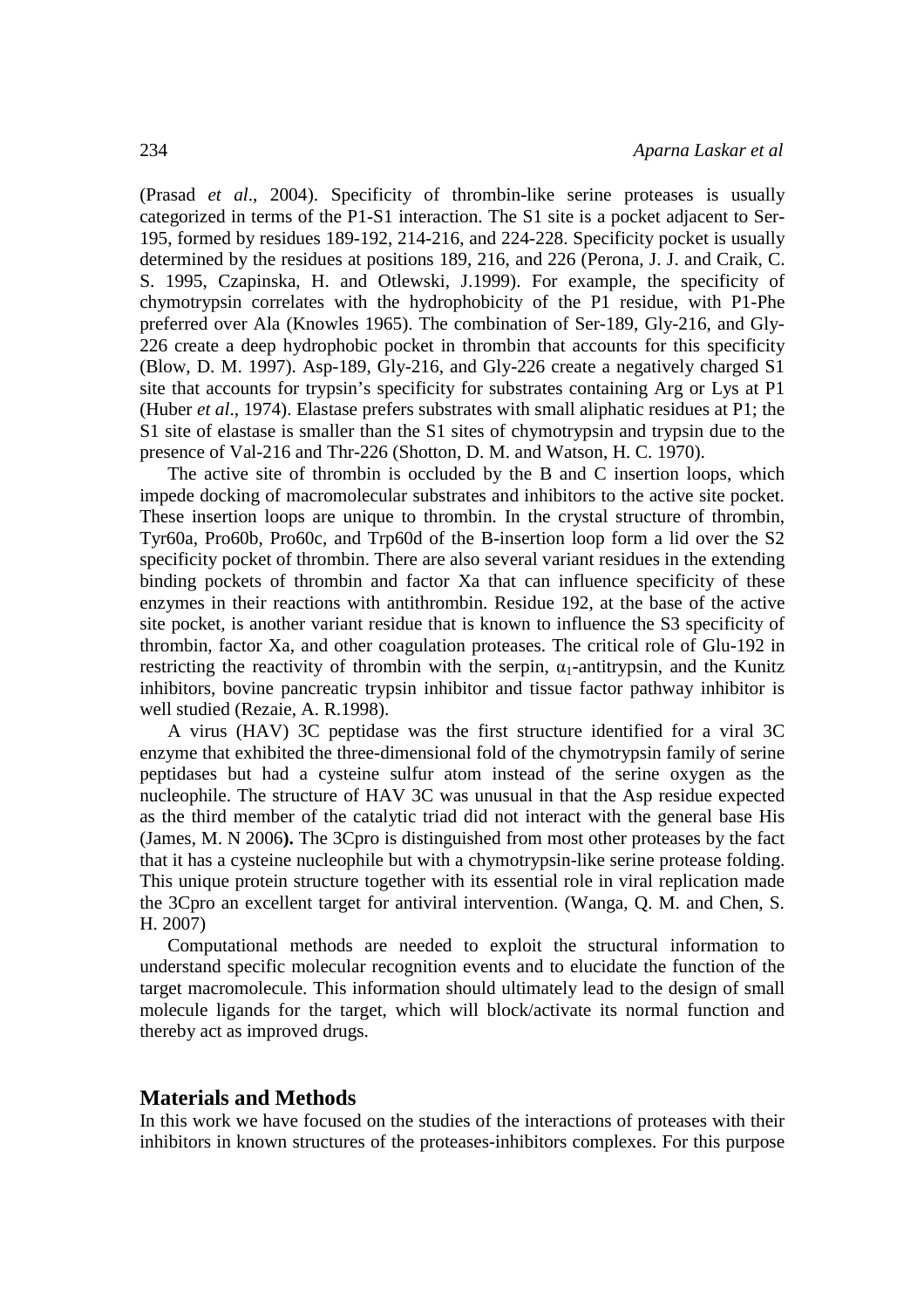(Prasad *et al*., 2004). Specificity of thrombin-like serine proteases is usually categorized in terms of the P1-S1 interaction. The S1 site is a pocket adjacent to Ser-195, formed by residues 189-192, 214-216, and 224-228. Specificity pocket is usually determined by the residues at positions 189, 216, and 226 (Perona, J. J. and Craik, C. S. 1995, Czapinska, H. and Otlewski, J.1999). For example, the specificity of chymotrypsin correlates with the hydrophobicity of the P1 residue, with P1-Phe preferred over Ala (Knowles 1965). The combination of Ser-189, Gly-216, and Gly-226 create a deep hydrophobic pocket in thrombin that accounts for this specificity (Blow, D. M. 1997). Asp-189, Gly-216, and Gly-226 create a negatively charged S1 site that accounts for trypsin's specificity for substrates containing Arg or Lys at P1 (Huber *et al*., 1974). Elastase prefers substrates with small aliphatic residues at P1; the S1 site of elastase is smaller than the S1 sites of chymotrypsin and trypsin due to the presence of Val-216 and Thr-226 (Shotton, D. M. and Watson, H. C. 1970).

The active site of thrombin is occluded by the B and C insertion loops, which impede docking of macromolecular substrates and inhibitors to the active site pocket. These insertion loops are unique to thrombin. In the crystal structure of thrombin, Tyr60a, Pro60b, Pro60c, and Trp60d of the B-insertion loop form a lid over the S2 specificity pocket of thrombin. There are also several variant residues in the extending binding pockets of thrombin and factor Xa that can influence specificity of these enzymes in their reactions with antithrombin. Residue 192, at the base of the active site pocket, is another variant residue that is known to influence the S3 specificity of thrombin, factor Xa, and other coagulation proteases. The critical role of Glu-192 in restricting the reactivity of thrombin with the serpin, $\alpha_1$-antitrypsin, and the Kunitz inhibitors, bovine pancreatic trypsin inhibitor and tissue factor pathway inhibitor is well studied (Rezaie, A. R.1998).

A virus (HAV) 3C peptidase was the first structure identified for a viral 3C enzyme that exhibited the three-dimensional fold of the chymotrypsin family of serine peptidases but had a cysteine sulfur atom instead of the serine oxygen as the nucleophile. The structure of HAV 3C was unusual in that the Asp residue expected as the third member of the catalytic triad did not interact with the general base His (James, M. N 2006**).** The 3Cpro is distinguished from most other proteases by the fact that it has a cysteine nucleophile but with a chymotrypsin-like serine protease folding. This unique protein structure together with its essential role in viral replication made the 3Cpro an excellent target for antiviral intervention. (Wanga, Q. M. and Chen, S. H. 2007)

Computational methods are needed to exploit the structural information to understand specific molecular recognition events and to elucidate the function of the target macromolecule. This information should ultimately lead to the design of small molecule ligands for the target, which will block/activate its normal function and thereby act as improved drugs.

## Materials and Methods

In this work we have focused on the studies of the interactions of proteases with their inhibitors in known structures of the proteases-inhibitors complexes. For this purpose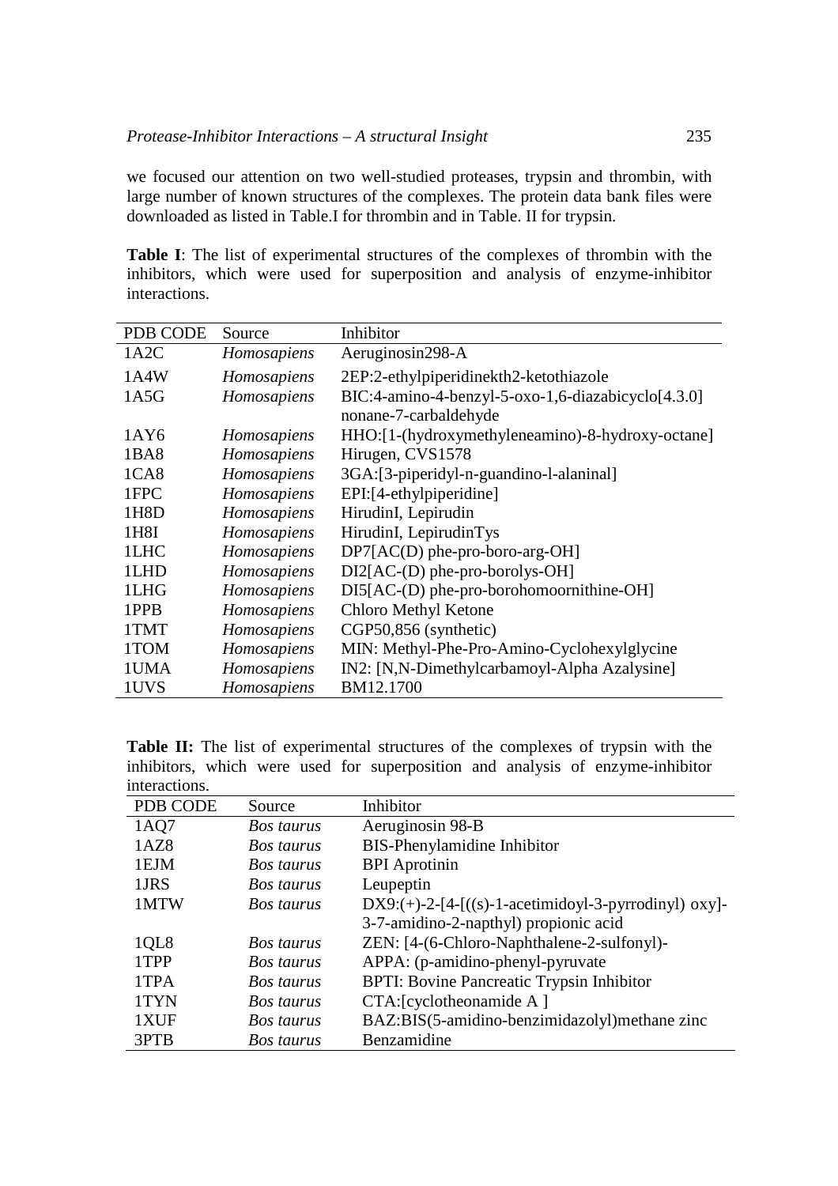we focused our attention on two well-studied proteases, trypsin and thrombin, with large number of known structures of the complexes. The protein data bank files were downloaded as listed in Table.I for thrombin and in Table. II for trypsin.

**Table I**: The list of experimental structures of the complexes of thrombin with the inhibitors, which were used for superposition and analysis of enzyme-inhibitor interactions.

| PDB CODE | Source | Inhibitor |
|---|---|---|
| 1A2C | *Homosapiens* | Aeruginosin298-A |
| 1A4W | *Homosapiens* | 2EP:2-ethylpiperidinekth2-ketothiazole |
| 1A5G | *Homosapiens* | BIC:4-amino-4-benzyl-5-oxo-1,6-diazabicyclo[4.3.0] nonane-7-carbaldehyde |
| 1AY6 | *Homosapiens* | HHO:[1-(hydroxymethyleneamino)-8-hydroxy-octane] |
| 1BA8 | *Homosapiens* | Hirugen, CVS1578 |
| 1CA8 | *Homosapiens* | 3GA:[3-piperidyl-n-guandino-l-alaninal] |
| 1FPC | *Homosapiens* | EPI:[4-ethylpiperidine] |
| 1H8D | *Homosapiens* | HirudinI, Lepirudin |
| 1H8I | *Homosapiens* | HirudinI, LepirudinTys |
| 1LHC | *Homosapiens* | DP7[AC(D) phe-pro-boro-arg-OH] |
| 1LHD | *Homosapiens* | DI2[AC-(D) phe-pro-borolys-OH] |
| 1LHG | *Homosapiens* | DI5[AC-(D) phe-pro-borohomoornithine-OH] |
| 1PPB | *Homosapiens* | Chloro Methyl Ketone |
| 1TMT | *Homosapiens* | CGP50,856 (synthetic) |
| 1TOM | *Homosapiens* | MIN: Methyl-Phe-Pro-Amino-Cyclohexylglycine |
| 1UMA | *Homosapiens* | IN2: [N,N-Dimethylcarbamoyl-Alpha Azalysine] |
| 1UVS | *Homosapiens* | BM12.1700 |

**Table II:** The list of experimental structures of the complexes of trypsin with the inhibitors, which were used for superposition and analysis of enzyme-inhibitor interactions.

| PDB CODE | Source | Inhibitor |
|---|---|---|
| 1AQ7 | *Bos taurus* | Aeruginosin 98-B |
| 1AZ8 | *Bos taurus* | BIS-Phenylamidine Inhibitor |
| 1EJM | *Bos taurus* | BPI Aprotinin |
| 1JRS | *Bos taurus* | Leupeptin |
| 1MTW | *Bos taurus* | DX9:(+)-2-[4-[((s)-1-acetimidoyl-3-pyrrodinyl) oxy]-3-7-amidino-2-napthyl) propionic acid |
| 1QL8 | *Bos taurus* | ZEN: [4-(6-Chloro-Naphthalene-2-sulfonyl)- |
| 1TPP | *Bos taurus* | APPA: (p-amidino-phenyl-pyruvate |
| 1TPA | *Bos taurus* | BPTI: Bovine Pancreatic Trypsin Inhibitor |
| 1TYN | *Bos taurus* | CTA:[cyclotheonamide A ] |
| 1XUF | *Bos taurus* | BAZ:BIS(5-amidino-benzimidazolyl)methane zinc |
| 3PTB | *Bos taurus* | Benzamidine |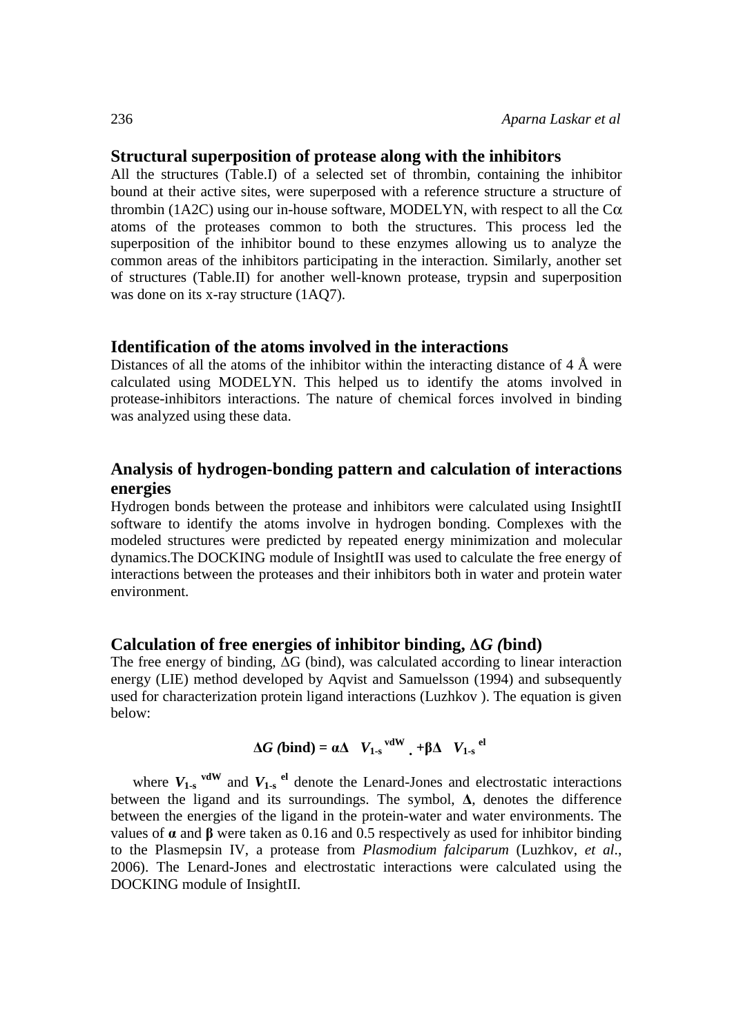## Structural superposition of protease along with the inhibitors

All the structures (Table.I) of a selected set of thrombin, containing the inhibitor bound at their active sites, were superposed with a reference structure a structure of thrombin (1A2C) using our in-house software, MODELYN, with respect to all the $C\alpha$ atoms of the proteases common to both the structures. This process led the superposition of the inhibitor bound to these enzymes allowing us to analyze the common areas of the inhibitors participating in the interaction. Similarly, another set of structures (Table.II) for another well-known protease, trypsin and superposition was done on its x-ray structure (1AQ7).

## Identification of the atoms involved in the interactions

Distances of all the atoms of the inhibitor within the interacting distance of 4 Å were calculated using MODELYN. This helped us to identify the atoms involved in protease-inhibitors interactions. The nature of chemical forces involved in binding was analyzed using these data.

## Analysis of hydrogen-bonding pattern and calculation of interactions energies

Hydrogen bonds between the protease and inhibitors were calculated using InsightII software to identify the atoms involve in hydrogen bonding. Complexes with the modeled structures were predicted by repeated energy minimization and molecular dynamics.The DOCKING module of InsightII was used to calculate the free energy of interactions between the proteases and their inhibitors both in water and protein water environment.

## Calculation of free energies of inhibitor binding, Δ*G (*bind)

The free energy of binding, ΔG (bind), was calculated according to linear interaction energy (LIE) method developed by Aqvist and Samuelsson (1994) and subsequently used for characterization protein ligand interactions (Luzhkov ). The equation is given below:

$$\Delta G\,(\text{bind}) = \alpha\Delta \quad V_{1\text{-s}}{}^{\text{vdW}}\,. + \beta\Delta \quad V_{1\text{-s}}{}^{\text{el}}$$

where $V_{1\text{-s}}{}^{\text{vdW}}$ and $V_{1\text{-s}}{}^{\text{el}}$ denote the Lenard-Jones and electrostatic interactions between the ligand and its surroundings. The symbol, **Δ**, denotes the difference between the energies of the ligand in the protein-water and water environments. The values of **α** and **β** were taken as 0.16 and 0.5 respectively as used for inhibitor binding to the Plasmepsin IV, a protease from *Plasmodium falciparum* (Luzhkov, *et al*., 2006). The Lenard-Jones and electrostatic interactions were calculated using the DOCKING module of InsightII.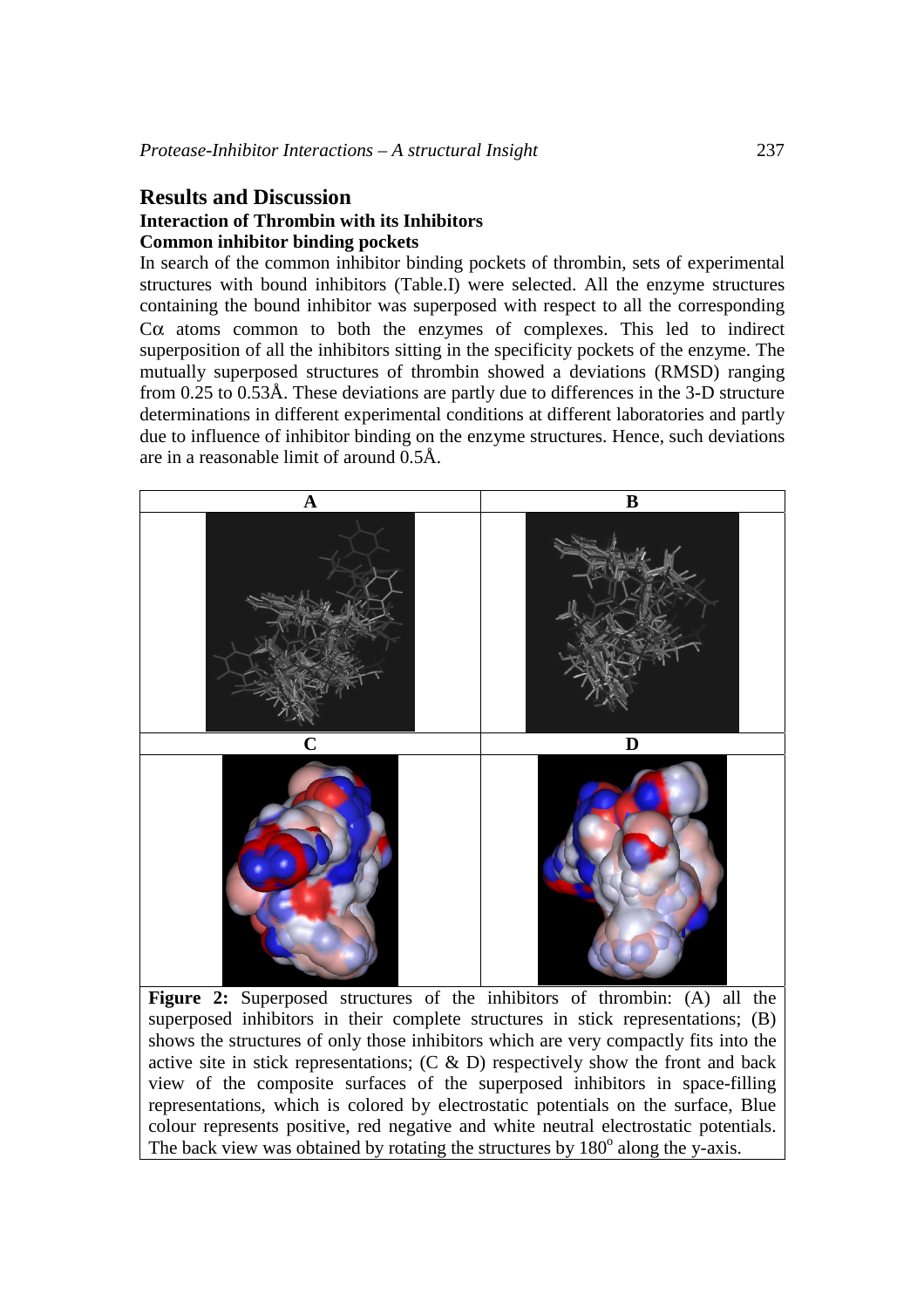## Results and Discussion

### Interaction of Thrombin with its Inhibitors

#### Common inhibitor binding pockets

In search of the common inhibitor binding pockets of thrombin, sets of experimental structures with bound inhibitors (Table.I) were selected. All the enzyme structures containing the bound inhibitor was superposed with respect to all the corresponding Cα atoms common to both the enzymes of complexes. This led to indirect superposition of all the inhibitors sitting in the specificity pockets of the enzyme. The mutually superposed structures of thrombin showed a deviations (RMSD) ranging from 0.25 to 0.53Å. These deviations are partly due to differences in the 3-D structure determinations in different experimental conditions at different laboratories and partly due to influence of inhibitor binding on the enzyme structures. Hence, such deviations are in a reasonable limit of around 0.5Å.

| A | B |
|---|---|
| C | D |

**Figure 2:** Superposed structures of the inhibitors of thrombin: (A) all the superposed inhibitors in their complete structures in stick representations; (B) shows the structures of only those inhibitors which are very compactly fits into the active site in stick representations; (C & D) respectively show the front and back view of the composite surfaces of the superposed inhibitors in space-filling representations, which is colored by electrostatic potentials on the surface, Blue colour represents positive, red negative and white neutral electrostatic potentials. The back view was obtained by rotating the structures by 180$^{o}$ along the y-axis.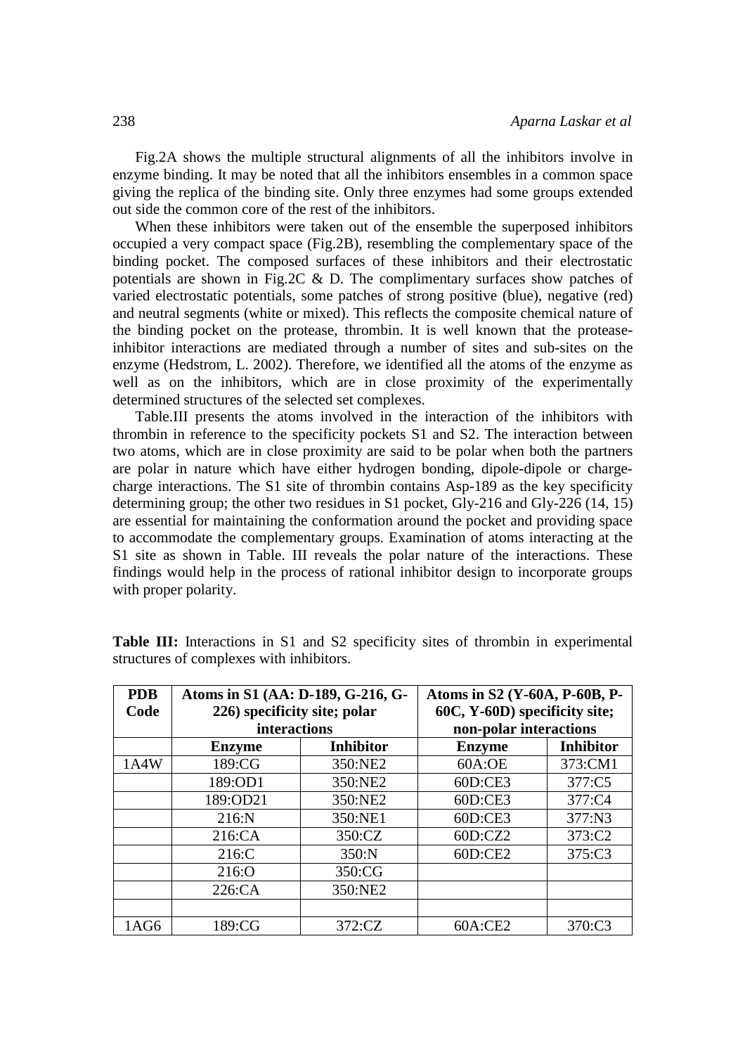Fig.2A shows the multiple structural alignments of all the inhibitors involve in enzyme binding. It may be noted that all the inhibitors ensembles in a common space giving the replica of the binding site. Only three enzymes had some groups extended out side the common core of the rest of the inhibitors.

When these inhibitors were taken out of the ensemble the superposed inhibitors occupied a very compact space (Fig.2B), resembling the complementary space of the binding pocket. The composed surfaces of these inhibitors and their electrostatic potentials are shown in Fig.2C & D. The complimentary surfaces show patches of varied electrostatic potentials, some patches of strong positive (blue), negative (red) and neutral segments (white or mixed). This reflects the composite chemical nature of the binding pocket on the protease, thrombin. It is well known that the protease-inhibitor interactions are mediated through a number of sites and sub-sites on the enzyme (Hedstrom, L. 2002). Therefore, we identified all the atoms of the enzyme as well as on the inhibitors, which are in close proximity of the experimentally determined structures of the selected set complexes.

Table.III presents the atoms involved in the interaction of the inhibitors with thrombin in reference to the specificity pockets S1 and S2. The interaction between two atoms, which are in close proximity are said to be polar when both the partners are polar in nature which have either hydrogen bonding, dipole-dipole or charge-charge interactions. The S1 site of thrombin contains Asp-189 as the key specificity determining group; the other two residues in S1 pocket, Gly-216 and Gly-226 (14, 15) are essential for maintaining the conformation around the pocket and providing space to accommodate the complementary groups. Examination of atoms interacting at the S1 site as shown in Table. III reveals the polar nature of the interactions. These findings would help in the process of rational inhibitor design to incorporate groups with proper polarity.

**Table III:** Interactions in S1 and S2 specificity sites of thrombin in experimental structures of complexes with inhibitors.

| PDB Code | Atoms in S1 (AA: D-189, G-216, G-226) specificity site; polar interactions | | Atoms in S2 (Y-60A, P-60B, P-60C, Y-60D) specificity site; non-polar interactions | |
|---|---|---|---|---|
| | **Enzyme** | **Inhibitor** | **Enzyme** | **Inhibitor** |
| 1A4W | 189:CG | 350:NE2 | 60A:OE | 373:CM1 |
| | 189:OD1 | 350:NE2 | 60D:CE3 | 377:C5 |
| | 189:OD21 | 350:NE2 | 60D:CE3 | 377:C4 |
| | 216:N | 350:NE1 | 60D:CE3 | 377:N3 |
| | 216:CA | 350:CZ | 60D:CZ2 | 373:C2 |
| | 216:C | 350:N | 60D:CE2 | 375:C3 |
| | 216:O | 350:CG | | |
| | 226:CA | 350:NE2 | | |
| | | | | |
| 1AG6 | 189:CG | 372:CZ | 60A:CE2 | 370:C3 |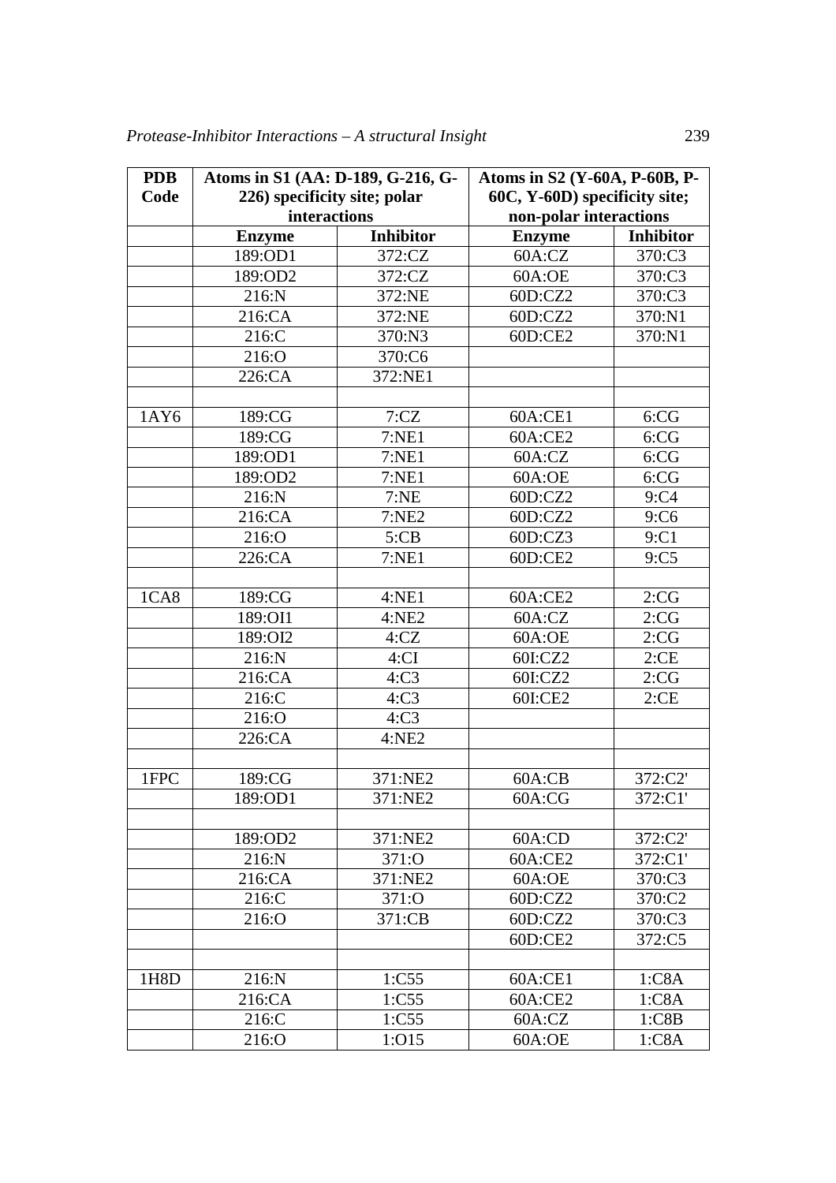| PDB Code | Atoms in S1 (AA: D-189, G-216, G-226) specificity site; polar interactions | | Atoms in S2 (Y-60A, P-60B, P-60C, Y-60D) specificity site; non-polar interactions | |
|---|---|---|---|---|
| | **Enzyme** | **Inhibitor** | **Enzyme** | **Inhibitor** |
| | 189:OD1 | 372:CZ | 60A:CZ | 370:C3 |
| | 189:OD2 | 372:CZ | 60A:OE | 370:C3 |
| | 216:N | 372:NE | 60D:CZ2 | 370:C3 |
| | 216:CA | 372:NE | 60D:CZ2 | 370:N1 |
| | 216:C | 370:N3 | 60D:CE2 | 370:N1 |
| | 216:O | 370:C6 | | |
| | 226:CA | 372:NE1 | | |
| | | | | |
| 1AY6 | 189:CG | 7:CZ | 60A:CE1 | 6:CG |
| | 189:CG | 7:NE1 | 60A:CE2 | 6:CG |
| | 189:OD1 | 7:NE1 | 60A:CZ | 6:CG |
| | 189:OD2 | 7:NE1 | 60A:OE | 6:CG |
| | 216:N | 7:NE | 60D:CZ2 | 9:C4 |
| | 216:CA | 7:NE2 | 60D:CZ2 | 9:C6 |
| | 216:O | 5:CB | 60D:CZ3 | 9:C1 |
| | 226:CA | 7:NE1 | 60D:CE2 | 9:C5 |
| | | | | |
| 1CA8 | 189:CG | 4:NE1 | 60A:CE2 | 2:CG |
| | 189:OI1 | 4:NE2 | 60A:CZ | 2:CG |
| | 189:OI2 | 4:CZ | 60A:OE | 2:CG |
| | 216:N | 4:CI | 60I:CZ2 | 2:CE |
| | 216:CA | 4:C3 | 60I:CZ2 | 2:CG |
| | 216:C | 4:C3 | 60I:CE2 | 2:CE |
| | 216:O | 4:C3 | | |
| | 226:CA | 4:NE2 | | |
| | | | | |
| 1FPC | 189:CG | 371:NE2 | 60A:CB | 372:C2' |
| | 189:OD1 | 371:NE2 | 60A:CG | 372:C1' |
| | | | | |
| | 189:OD2 | 371:NE2 | 60A:CD | 372:C2' |
| | 216:N | 371:O | 60A:CE2 | 372:C1' |
| | 216:CA | 371:NE2 | 60A:OE | 370:C3 |
| | 216:C | 371:O | 60D:CZ2 | 370:C2 |
| | 216:O | 371:CB | 60D:CZ2 | 370:C3 |
| | | | 60D:CE2 | 372:C5 |
| | | | | |
| 1H8D | 216:N | 1:C55 | 60A:CE1 | 1:C8A |
| | 216:CA | 1:C55 | 60A:CE2 | 1:C8A |
| | 216:C | 1:C55 | 60A:CZ | 1:C8B |
| | 216:O | 1:O15 | 60A:OE | 1:C8A |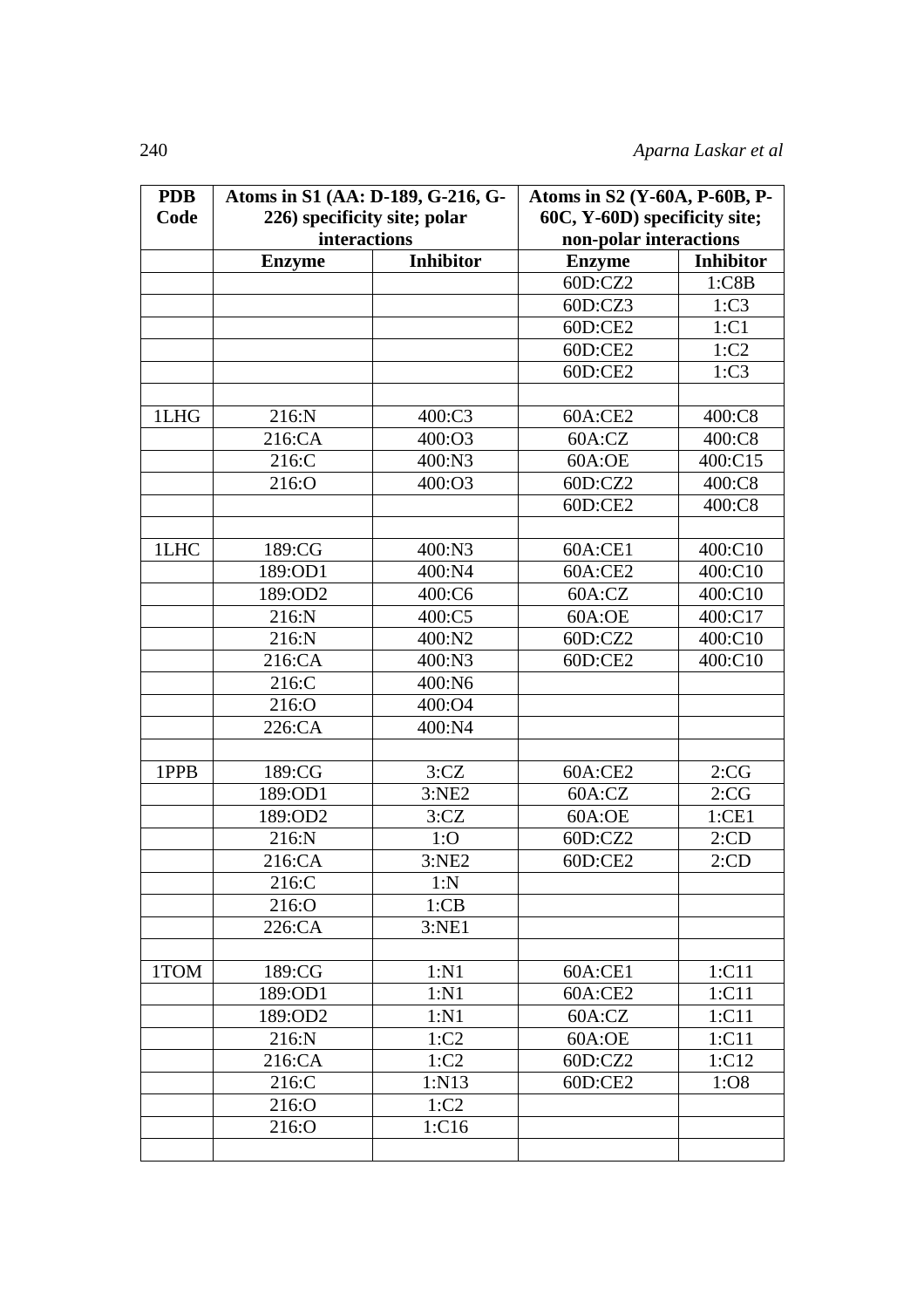| PDB Code | Atoms in S1 (AA: D-189, G-216, G-226) specificity site; polar interactions | | Atoms in S2 (Y-60A, P-60B, P-60C, Y-60D) specificity site; non-polar interactions | |
|---|---|---|---|---|
| | Enzyme | Inhibitor | Enzyme | Inhibitor |
| | | | 60D:CZ2 | 1:C8B |
| | | | 60D:CZ3 | 1:C3 |
| | | | 60D:CE2 | 1:C1 |
| | | | 60D:CE2 | 1:C2 |
| | | | 60D:CE2 | 1:C3 |
| | | | | |
| 1LHG | 216:N | 400:C3 | 60A:CE2 | 400:C8 |
| | 216:CA | 400:O3 | 60A:CZ | 400:C8 |
| | 216:C | 400:N3 | 60A:OE | 400:C15 |
| | 216:O | 400:O3 | 60D:CZ2 | 400:C8 |
| | | | 60D:CE2 | 400:C8 |
| | | | | |
| 1LHC | 189:CG | 400:N3 | 60A:CE1 | 400:C10 |
| | 189:OD1 | 400:N4 | 60A:CE2 | 400:C10 |
| | 189:OD2 | 400:C6 | 60A:CZ | 400:C10 |
| | 216:N | 400:C5 | 60A:OE | 400:C17 |
| | 216:N | 400:N2 | 60D:CZ2 | 400:C10 |
| | 216:CA | 400:N3 | 60D:CE2 | 400:C10 |
| | 216:C | 400:N6 | | |
| | 216:O | 400:O4 | | |
| | 226:CA | 400:N4 | | |
| | | | | |
| 1PPB | 189:CG | 3:CZ | 60A:CE2 | 2:CG |
| | 189:OD1 | 3:NE2 | 60A:CZ | 2:CG |
| | 189:OD2 | 3:CZ | 60A:OE | 1:CE1 |
| | 216:N | 1:O | 60D:CZ2 | 2:CD |
| | 216:CA | 3:NE2 | 60D:CE2 | 2:CD |
| | 216:C | 1:N | | |
| | 216:O | 1:CB | | |
| | 226:CA | 3:NE1 | | |
| | | | | |
| 1TOM | 189:CG | 1:N1 | 60A:CE1 | 1:C11 |
| | 189:OD1 | 1:N1 | 60A:CE2 | 1:C11 |
| | 189:OD2 | 1:N1 | 60A:CZ | 1:C11 |
| | 216:N | 1:C2 | 60A:OE | 1:C11 |
| | 216:CA | 1:C2 | 60D:CZ2 | 1:C12 |
| | 216:C | 1:N13 | 60D:CE2 | 1:O8 |
| | 216:O | 1:C2 | | |
| | 216:O | 1:C16 | | |
| | | | | |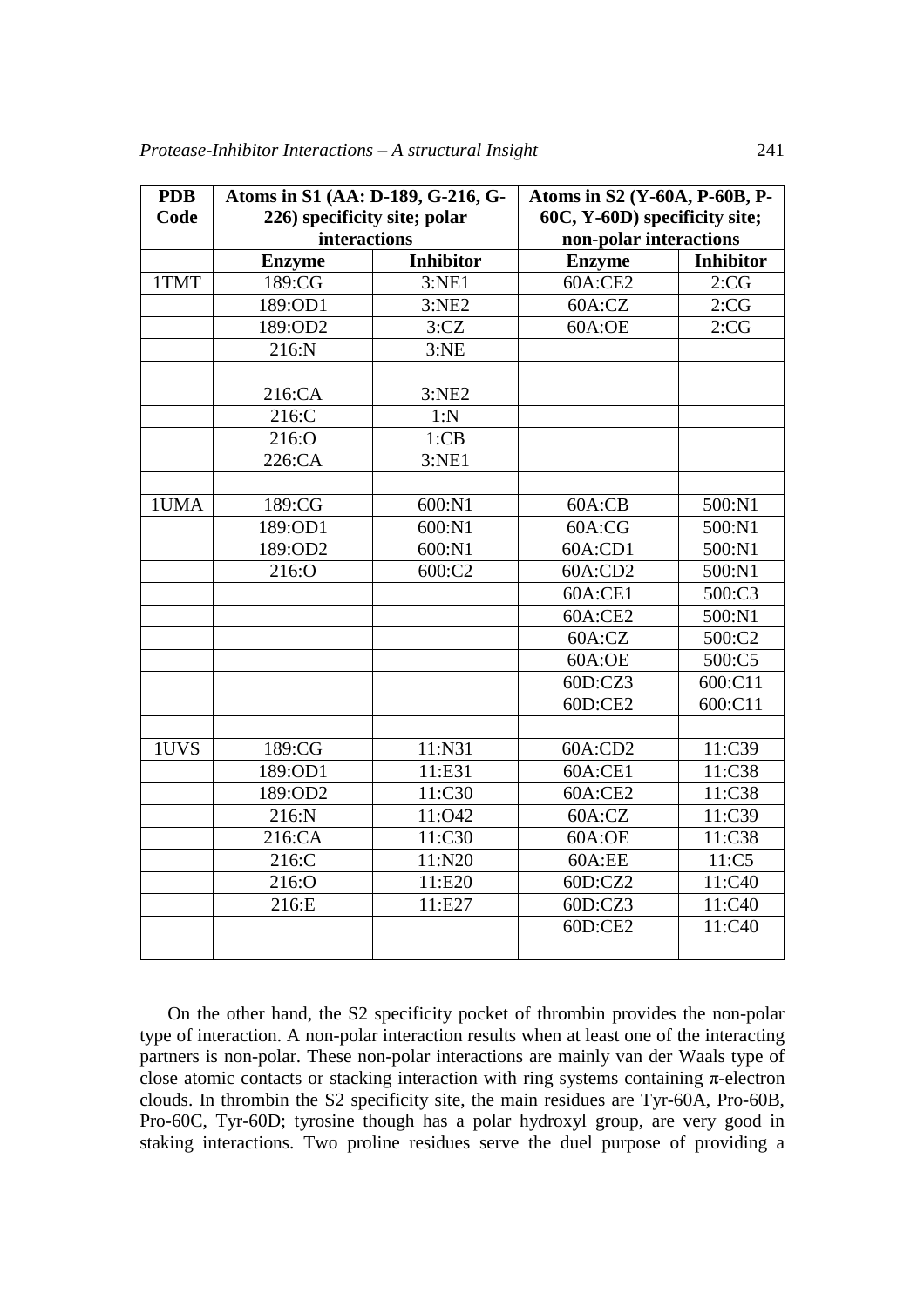| PDB Code | Atoms in S1 (AA: D-189, G-216, G-226) specificity site; polar interactions | | Atoms in S2 (Y-60A, P-60B, P-60C, Y-60D) specificity site; non-polar interactions | |
|---|---|---|---|---|
| | **Enzyme** | **Inhibitor** | **Enzyme** | **Inhibitor** |
| 1TMT | 189:CG | 3:NE1 | 60A:CE2 | 2:CG |
| | 189:OD1 | 3:NE2 | 60A:CZ | 2:CG |
| | 189:OD2 | 3:CZ | 60A:OE | 2:CG |
| | 216:N | 3:NE | | |
| | | | | |
| | 216:CA | 3:NE2 | | |
| | 216:C | 1:N | | |
| | 216:O | 1:CB | | |
| | 226:CA | 3:NE1 | | |
| | | | | |
| 1UMA | 189:CG | 600:N1 | 60A:CB | 500:N1 |
| | 189:OD1 | 600:N1 | 60A:CG | 500:N1 |
| | 189:OD2 | 600:N1 | 60A:CD1 | 500:N1 |
| | 216:O | 600:C2 | 60A:CD2 | 500:N1 |
| | | | 60A:CE1 | 500:C3 |
| | | | 60A:CE2 | 500:N1 |
| | | | 60A:CZ | 500:C2 |
| | | | 60A:OE | 500:C5 |
| | | | 60D:CZ3 | 600:C11 |
| | | | 60D:CE2 | 600:C11 |
| | | | | |
| 1UVS | 189:CG | 11:N31 | 60A:CD2 | 11:C39 |
| | 189:OD1 | 11:E31 | 60A:CE1 | 11:C38 |
| | 189:OD2 | 11:C30 | 60A:CE2 | 11:C38 |
| | 216:N | 11:O42 | 60A:CZ | 11:C39 |
| | 216:CA | 11:C30 | 60A:OE | 11:C38 |
| | 216:C | 11:N20 | 60A:EE | 11:C5 |
| | 216:O | 11:E20 | 60D:CZ2 | 11:C40 |
| | 216:E | 11:E27 | 60D:CZ3 | 11:C40 |
| | | | 60D:CE2 | 11:C40 |
| | | | | |

On the other hand, the S2 specificity pocket of thrombin provides the non-polar type of interaction. A non-polar interaction results when at least one of the interacting partners is non-polar. These non-polar interactions are mainly van der Waals type of close atomic contacts or stacking interaction with ring systems containing $\pi$-electron clouds. In thrombin the S2 specificity site, the main residues are Tyr-60A, Pro-60B, Pro-60C, Tyr-60D; tyrosine though has a polar hydroxyl group, are very good in staking interactions. Two proline residues serve the duel purpose of providing a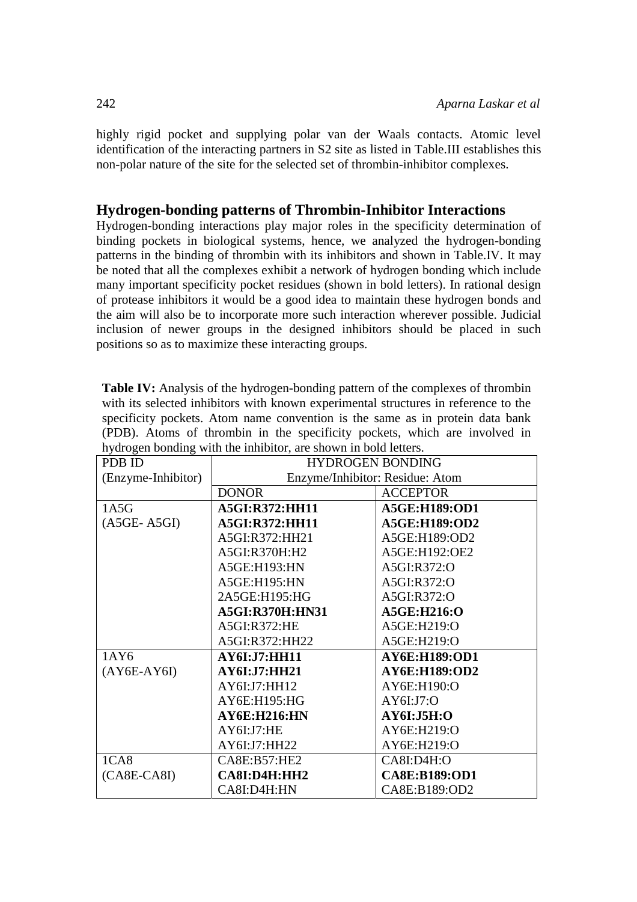highly rigid pocket and supplying polar van der Waals contacts. Atomic level identification of the interacting partners in S2 site as listed in Table.III establishes this non-polar nature of the site for the selected set of thrombin-inhibitor complexes.

## Hydrogen-bonding patterns of Thrombin-Inhibitor Interactions

Hydrogen-bonding interactions play major roles in the specificity determination of binding pockets in biological systems, hence, we analyzed the hydrogen-bonding patterns in the binding of thrombin with its inhibitors and shown in Table.IV. It may be noted that all the complexes exhibit a network of hydrogen bonding which include many important specificity pocket residues (shown in bold letters). In rational design of protease inhibitors it would be a good idea to maintain these hydrogen bonds and the aim will also be to incorporate more such interaction wherever possible. Judicial inclusion of newer groups in the designed inhibitors should be placed in such positions so as to maximize these interacting groups.

**Table IV:** Analysis of the hydrogen-bonding pattern of the complexes of thrombin with its selected inhibitors with known experimental structures in reference to the specificity pockets. Atom name convention is the same as in protein data bank (PDB). Atoms of thrombin in the specificity pockets, which are involved in hydrogen bonding with the inhibitor, are shown in bold letters.

| PDB ID (Enzyme-Inhibitor) | HYDROGEN BONDING Enzyme/Inhibitor: Residue: Atom | |
|---|---|---|
| | DONOR | ACCEPTOR |
| 1A5G (A5GE- A5GI) | **A5GI:R372:HH11** | **A5GE:H189:OD1** |
| | **A5GI:R372:HH11** | **A5GE:H189:OD2** |
| | A5GI:R372:HH21 | A5GE:H189:OD2 |
| | A5GI:R370H:H2 | A5GE:H192:OE2 |
| | A5GE:H193:HN | A5GI:R372:O |
| | A5GE:H195:HN | A5GI:R372:O |
| | 2A5GE:H195:HG | A5GI:R372:O |
| | **A5GI:R370H:HN31** | **A5GE:H216:O** |
| | A5GI:R372:HE | A5GE:H219:O |
| | A5GI:R372:HH22 | A5GE:H219:O |
| 1AY6 (AY6E-AY6I) | **AY6I:J7:HH11** | **AY6E:H189:OD1** |
| | **AY6I:J7:HH21** | **AY6E:H189:OD2** |
| | AY6I:J7:HH12 | AY6E:H190:O |
| | AY6E:H195:HG | AY6I:J7:O |
| | **AY6E:H216:HN** | **AY6I:J5H:O** |
| | AY6I:J7:HE | AY6E:H219:O |
| | AY6I:J7:HH22 | AY6E:H219:O |
| 1CA8 (CA8E-CA8I) | CA8E:B57:HE2 | CA8I:D4H:O |
| | **CA8I:D4H:HH2** | **CA8E:B189:OD1** |
| | CA8I:D4H:HN | CA8E:B189:OD2 |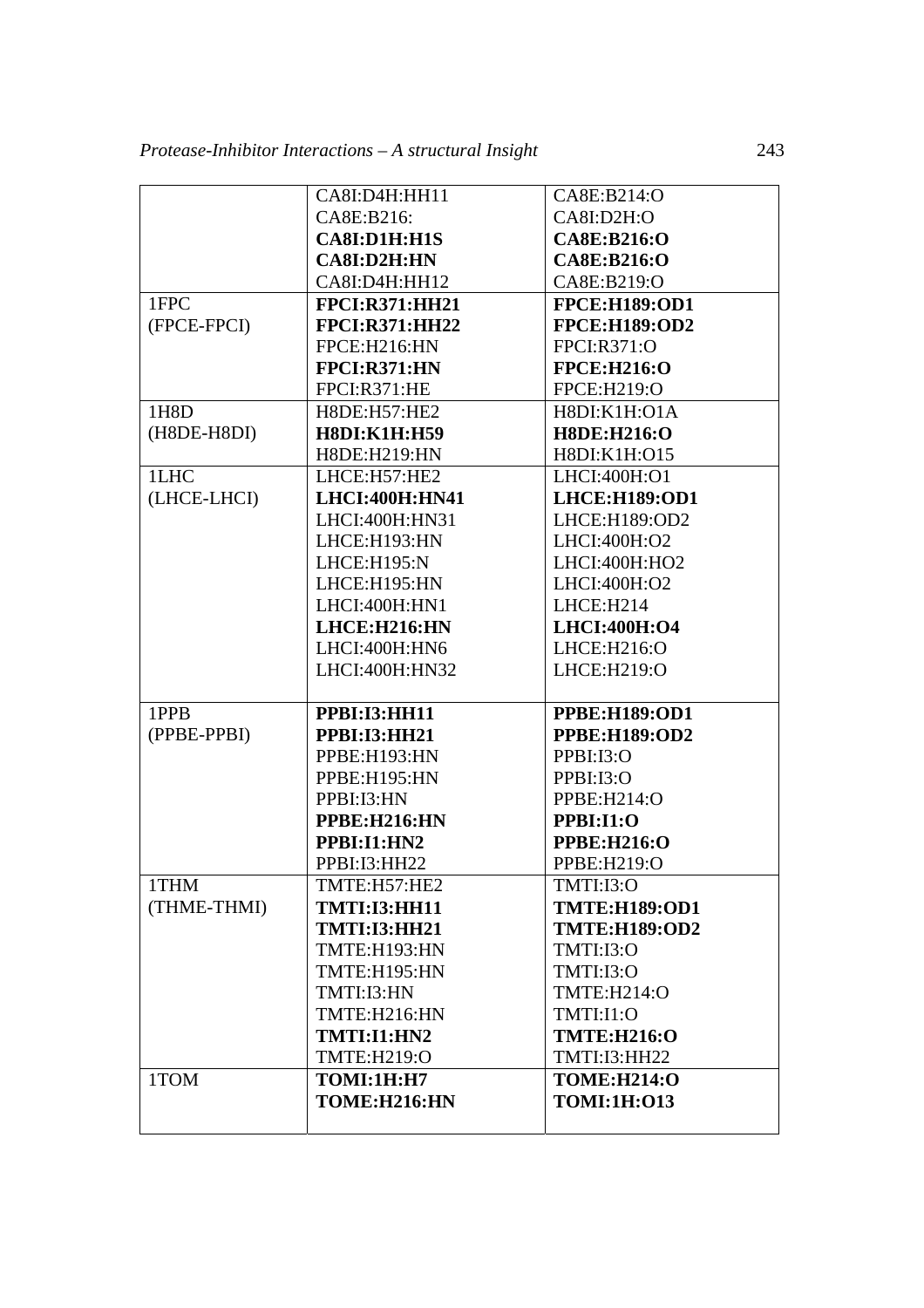| | | |
|---|---|---|
| | CA8I:D4H:HH11 | CA8E:B214:O |
| | CA8E:B216: | CA8I:D2H:O |
| | **CA8I:D1H:H1S** | **CA8E:B216:O** |
| | **CA8I:D2H:HN** | **CA8E:B216:O** |
| | CA8I:D4H:HH12 | CA8E:B219:O |
| 1FPC | **FPCI:R371:HH21** | **FPCE:H189:OD1** |
| (FPCE-FPCI) | **FPCI:R371:HH22** | **FPCE:H189:OD2** |
| | FPCE:H216:HN | FPCI:R371:O |
| | **FPCI:R371:HN** | **FPCE:H216:O** |
| | FPCI:R371:HE | FPCE:H219:O |
| 1H8D | H8DE:H57:HE2 | H8DI:K1H:O1A |
| (H8DE-H8DI) | **H8DI:K1H:H59** | **H8DE:H216:O** |
| | H8DE:H219:HN | H8DI:K1H:O15 |
| 1LHC | LHCE:H57:HE2 | LHCI:400H:O1 |
| (LHCE-LHCI) | **LHCI:400H:HN41** | **LHCE:H189:OD1** |
| | LHCI:400H:HN31 | LHCE:H189:OD2 |
| | LHCE:H193:HN | LHCI:400H:O2 |
| | LHCE:H195:N | LHCI:400H:HO2 |
| | LHCE:H195:HN | LHCI:400H:O2 |
| | LHCI:400H:HN1 | LHCE:H214 |
| | **LHCE:H216:HN** | **LHCI:400H:O4** |
| | LHCI:400H:HN6 | LHCE:H216:O |
| | LHCI:400H:HN32 | LHCE:H219:O |
| 1PPB | **PPBI:I3:HH11** | **PPBE:H189:OD1** |
| (PPBE-PPBI) | **PPBI:I3:HH21** | **PPBE:H189:OD2** |
| | PPBE:H193:HN | PPBI:I3:O |
| | PPBE:H195:HN | PPBI:I3:O |
| | PPBI:I3:HN | PPBE:H214:O |
| | **PPBE:H216:HN** | **PPBI:I1:O** |
| | **PPBI:I1:HN2** | **PPBE:H216:O** |
| | PPBI:I3:HH22 | PPBE:H219:O |
| 1THM | TMTE:H57:HE2 | TMTI:I3:O |
| (THME-THMI) | **TMTI:I3:HH11** | **TMTE:H189:OD1** |
| | **TMTI:I3:HH21** | **TMTE:H189:OD2** |
| | TMTE:H193:HN | TMTI:I3:O |
| | TMTE:H195:HN | TMTI:I3:O |
| | TMTI:I3:HN | TMTE:H214:O |
| | TMTE:H216:HN | TMTI:I1:O |
| | **TMTI:I1:HN2** | **TMTE:H216:O** |
| | TMTE:H219:O | TMTI:I3:HH22 |
| 1TOM | **TOMI:1H:H7** | **TOME:H214:O** |
| | **TOME:H216:HN** | **TOMI:1H:O13** |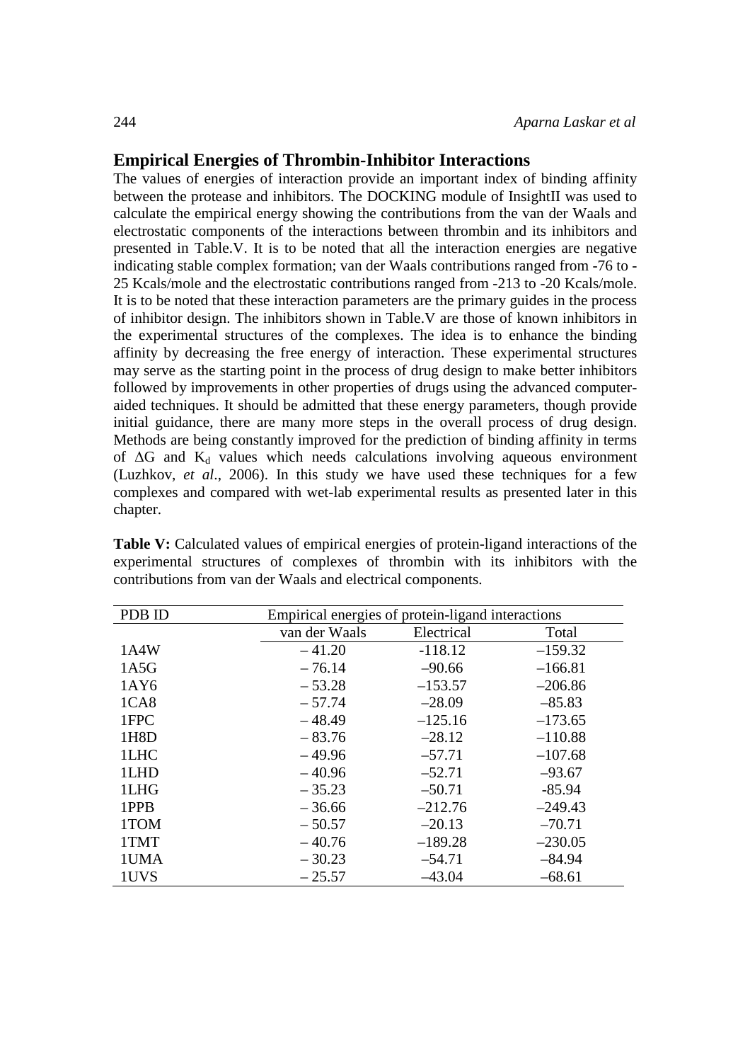## Empirical Energies of Thrombin-Inhibitor Interactions

The values of energies of interaction provide an important index of binding affinity between the protease and inhibitors. The DOCKING module of InsightII was used to calculate the empirical energy showing the contributions from the van der Waals and electrostatic components of the interactions between thrombin and its inhibitors and presented in Table.V. It is to be noted that all the interaction energies are negative indicating stable complex formation; van der Waals contributions ranged from -76 to -25 Kcals/mole and the electrostatic contributions ranged from -213 to -20 Kcals/mole. It is to be noted that these interaction parameters are the primary guides in the process of inhibitor design. The inhibitors shown in Table.V are those of known inhibitors in the experimental structures of the complexes. The idea is to enhance the binding affinity by decreasing the free energy of interaction. These experimental structures may serve as the starting point in the process of drug design to make better inhibitors followed by improvements in other properties of drugs using the advanced computer-aided techniques. It should be admitted that these energy parameters, though provide initial guidance, there are many more steps in the overall process of drug design. Methods are being constantly improved for the prediction of binding affinity in terms of $\Delta G$ and $K_d$ values which needs calculations involving aqueous environment (Luzhkov, *et al*., 2006). In this study we have used these techniques for a few complexes and compared with wet-lab experimental results as presented later in this chapter.

**Table V:** Calculated values of empirical energies of protein-ligand interactions of the experimental structures of complexes of thrombin with its inhibitors with the contributions from van der Waals and electrical components.

| PDB ID | Empirical energies of protein-ligand interactions | | |
|---|---|---|---|
| | van der Waals | Electrical | Total |
| 1A4W | – 41.20 | -118.12 | –159.32 |
| 1A5G | – 76.14 | –90.66 | –166.81 |
| 1AY6 | – 53.28 | –153.57 | –206.86 |
| 1CA8 | – 57.74 | –28.09 | –85.83 |
| 1FPC | – 48.49 | –125.16 | –173.65 |
| 1H8D | – 83.76 | –28.12 | –110.88 |
| 1LHC | – 49.96 | –57.71 | –107.68 |
| 1LHD | – 40.96 | –52.71 | –93.67 |
| 1LHG | – 35.23 | –50.71 | -85.94 |
| 1PPB | – 36.66 | –212.76 | –249.43 |
| 1TOM | – 50.57 | –20.13 | –70.71 |
| 1TMT | – 40.76 | –189.28 | –230.05 |
| 1UMA | – 30.23 | –54.71 | –84.94 |
| 1UVS | – 25.57 | –43.04 | –68.61 |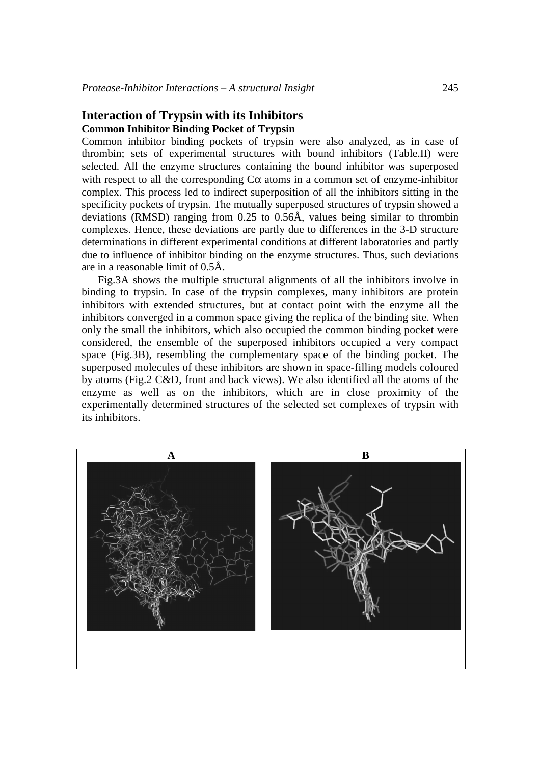## Interaction of Trypsin with its Inhibitors

### Common Inhibitor Binding Pocket of Trypsin

Common inhibitor binding pockets of trypsin were also analyzed, as in case of thrombin; sets of experimental structures with bound inhibitors (Table.II) were selected. All the enzyme structures containing the bound inhibitor was superposed with respect to all the corresponding Cα atoms in a common set of enzyme-inhibitor complex. This process led to indirect superposition of all the inhibitors sitting in the specificity pockets of trypsin. The mutually superposed structures of trypsin showed a deviations (RMSD) ranging from 0.25 to 0.56Å, values being similar to thrombin complexes. Hence, these deviations are partly due to differences in the 3-D structure determinations in different experimental conditions at different laboratories and partly due to influence of inhibitor binding on the enzyme structures. Thus, such deviations are in a reasonable limit of 0.5Å.

Fig.3A shows the multiple structural alignments of all the inhibitors involve in binding to trypsin. In case of the trypsin complexes, many inhibitors are protein inhibitors with extended structures, but at contact point with the enzyme all the inhibitors converged in a common space giving the replica of the binding site. When only the small the inhibitors, which also occupied the common binding pocket were considered, the ensemble of the superposed inhibitors occupied a very compact space (Fig.3B), resembling the complementary space of the binding pocket. The superposed molecules of these inhibitors are shown in space-filling models coloured by atoms (Fig.2 C&D, front and back views). We also identified all the atoms of the enzyme as well as on the inhibitors, which are in close proximity of the experimentally determined structures of the selected set complexes of trypsin with its inhibitors.

| A | B |
| --- | --- |
| | |
| | |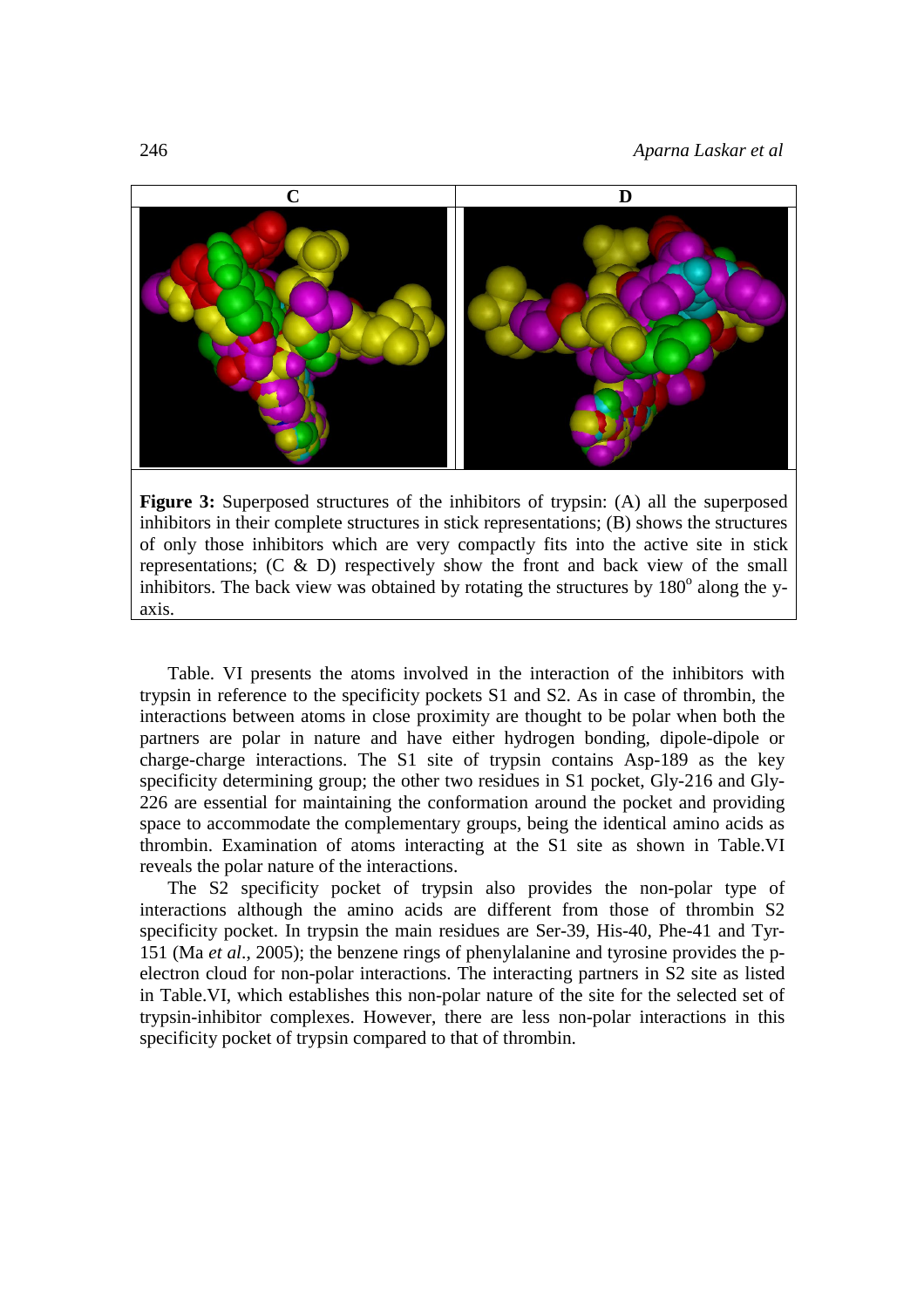| C | D |
|---|---|
| | |

**Figure 3:** Superposed structures of the inhibitors of trypsin: (A) all the superposed inhibitors in their complete structures in stick representations; (B) shows the structures of only those inhibitors which are very compactly fits into the active site in stick representations; (C & D) respectively show the front and back view of the small inhibitors. The back view was obtained by rotating the structures by 180$^{o}$ along the y-axis.

Table. VI presents the atoms involved in the interaction of the inhibitors with trypsin in reference to the specificity pockets S1 and S2. As in case of thrombin, the interactions between atoms in close proximity are thought to be polar when both the partners are polar in nature and have either hydrogen bonding, dipole-dipole or charge-charge interactions. The S1 site of trypsin contains Asp-189 as the key specificity determining group; the other two residues in S1 pocket, Gly-216 and Gly-226 are essential for maintaining the conformation around the pocket and providing space to accommodate the complementary groups, being the identical amino acids as thrombin. Examination of atoms interacting at the S1 site as shown in Table.VI reveals the polar nature of the interactions.

The S2 specificity pocket of trypsin also provides the non-polar type of interactions although the amino acids are different from those of thrombin S2 specificity pocket. In trypsin the main residues are Ser-39, His-40, Phe-41 and Tyr-151 (Ma *et al*., 2005); the benzene rings of phenylalanine and tyrosine provides the p-electron cloud for non-polar interactions. The interacting partners in S2 site as listed in Table.VI, which establishes this non-polar nature of the site for the selected set of trypsin-inhibitor complexes. However, there are less non-polar interactions in this specificity pocket of trypsin compared to that of thrombin.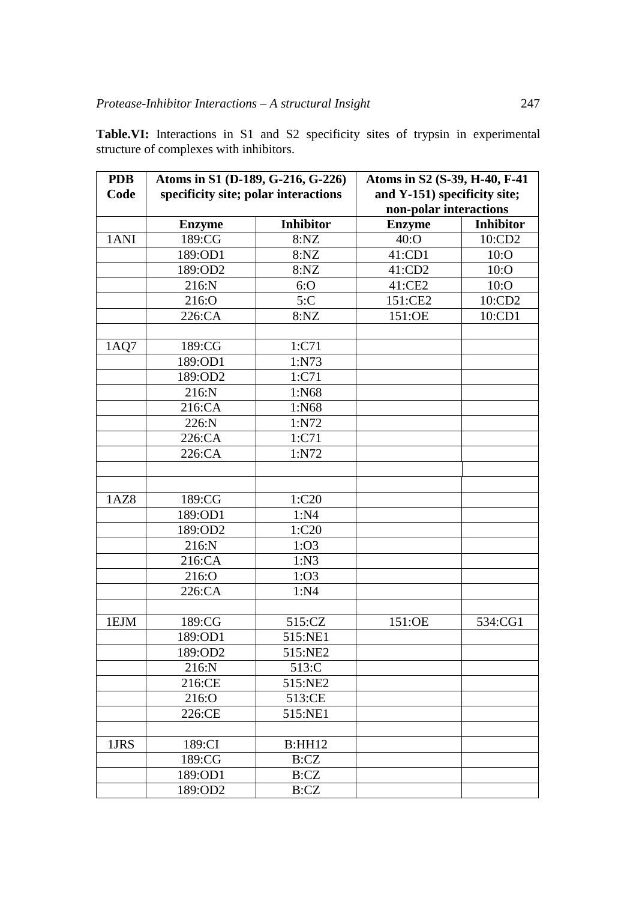**Table.VI:** Interactions in S1 and S2 specificity sites of trypsin in experimental structure of complexes with inhibitors.

| PDB Code | Atoms in S1 (D-189, G-216, G-226) specificity site; polar interactions | | Atoms in S2 (S-39, H-40, F-41 and Y-151) specificity site; non-polar interactions | |
|---|---|---|---|---|
| | **Enzyme** | **Inhibitor** | **Enzyme** | **Inhibitor** |
| 1ANI | 189:CG | 8:NZ | 40:O | 10:CD2 |
| | 189:OD1 | 8:NZ | 41:CD1 | 10:O |
| | 189:OD2 | 8:NZ | 41:CD2 | 10:O |
| | 216:N | 6:O | 41:CE2 | 10:O |
| | 216:O | 5:C | 151:CE2 | 10:CD2 |
| | 226:CA | 8:NZ | 151:OE | 10:CD1 |
| | | | | |
| 1AQ7 | 189:CG | 1:C71 | | |
| | 189:OD1 | 1:N73 | | |
| | 189:OD2 | 1:C71 | | |
| | 216:N | 1:N68 | | |
| | 216:CA | 1:N68 | | |
| | 226:N | 1:N72 | | |
| | 226:CA | 1:C71 | | |
| | 226:CA | 1:N72 | | |
| | | | | |
| | | | | |
| 1AZ8 | 189:CG | 1:C20 | | |
| | 189:OD1 | 1:N4 | | |
| | 189:OD2 | 1:C20 | | |
| | 216:N | 1:O3 | | |
| | 216:CA | 1:N3 | | |
| | 216:O | 1:O3 | | |
| | 226:CA | 1:N4 | | |
| | | | | |
| 1EJM | 189:CG | 515:CZ | 151:OE | 534:CG1 |
| | 189:OD1 | 515:NE1 | | |
| | 189:OD2 | 515:NE2 | | |
| | 216:N | 513:C | | |
| | 216:CE | 515:NE2 | | |
| | 216:O | 513:CE | | |
| | 226:CE | 515:NE1 | | |
| | | | | |
| 1JRS | 189:CI | B:HH12 | | |
| | 189:CG | B:CZ | | |
| | 189:OD1 | B:CZ | | |
| | 189:OD2 | B:CZ | | |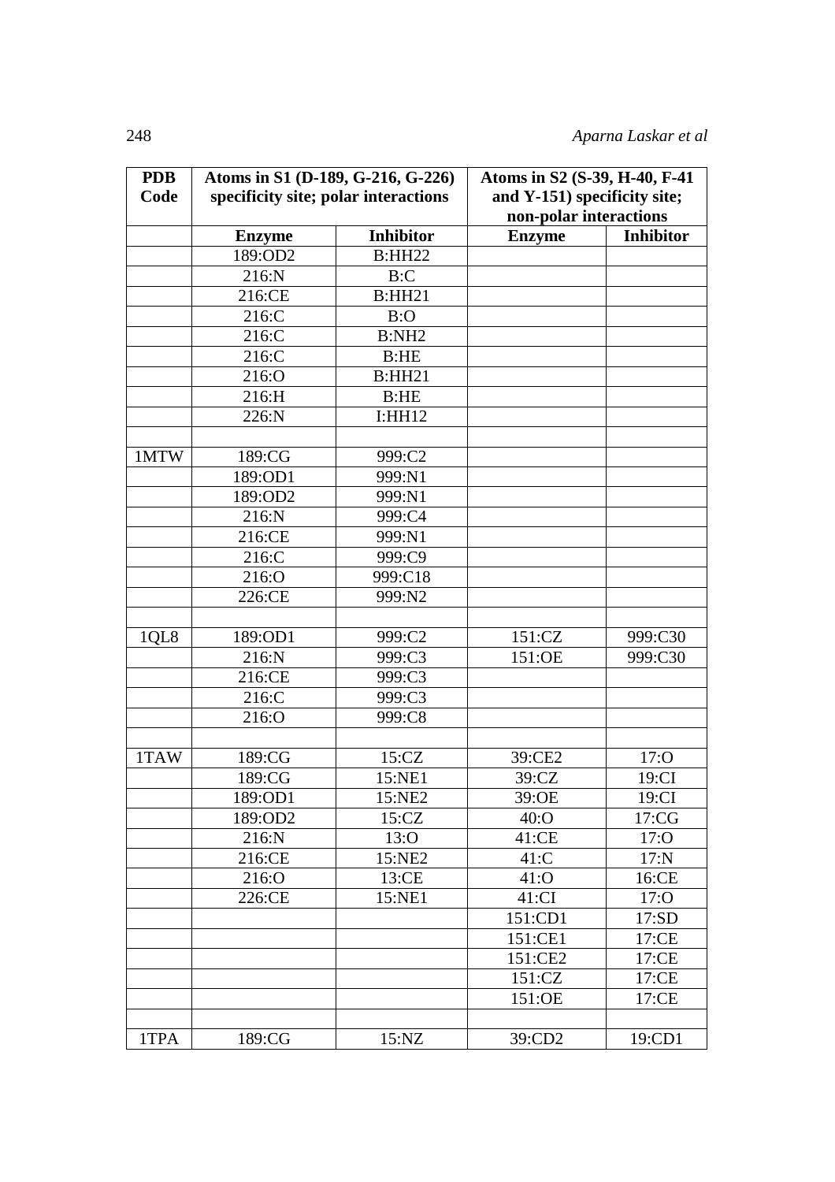| PDB Code | Atoms in S1 (D-189, G-216, G-226) specificity site; polar interactions | | Atoms in S2 (S-39, H-40, F-41 and Y-151) specificity site; non-polar interactions | |
|---|---|---|---|---|
| | **Enzyme** | **Inhibitor** | **Enzyme** | **Inhibitor** |
| | 189:OD2 | B:HH22 | | |
| | 216:N | B:C | | |
| | 216:CE | B:HH21 | | |
| | 216:C | B:O | | |
| | 216:C | B:NH2 | | |
| | 216:C | B:HE | | |
| | 216:O | B:HH21 | | |
| | 216:H | B:HE | | |
| | 226:N | I:HH12 | | |
| | | | | |
| 1MTW | 189:CG | 999:C2 | | |
| | 189:OD1 | 999:N1 | | |
| | 189:OD2 | 999:N1 | | |
| | 216:N | 999:C4 | | |
| | 216:CE | 999:N1 | | |
| | 216:C | 999:C9 | | |
| | 216:O | 999:C18 | | |
| | 226:CE | 999:N2 | | |
| | | | | |
| 1QL8 | 189:OD1 | 999:C2 | 151:CZ | 999:C30 |
| | 216:N | 999:C3 | 151:OE | 999:C30 |
| | 216:CE | 999:C3 | | |
| | 216:C | 999:C3 | | |
| | 216:O | 999:C8 | | |
| | | | | |
| 1TAW | 189:CG | 15:CZ | 39:CE2 | 17:O |
| | 189:CG | 15:NE1 | 39:CZ | 19:CI |
| | 189:OD1 | 15:NE2 | 39:OE | 19:CI |
| | 189:OD2 | 15:CZ | 40:O | 17:CG |
| | 216:N | 13:O | 41:CE | 17:O |
| | 216:CE | 15:NE2 | 41:C | 17:N |
| | 216:O | 13:CE | 41:O | 16:CE |
| | 226:CE | 15:NE1 | 41:CI | 17:O |
| | | | 151:CD1 | 17:SD |
| | | | 151:CE1 | 17:CE |
| | | | 151:CE2 | 17:CE |
| | | | 151:CZ | 17:CE |
| | | | 151:OE | 17:CE |
| | | | | |
| 1TPA | 189:CG | 15:NZ | 39:CD2 | 19:CD1 |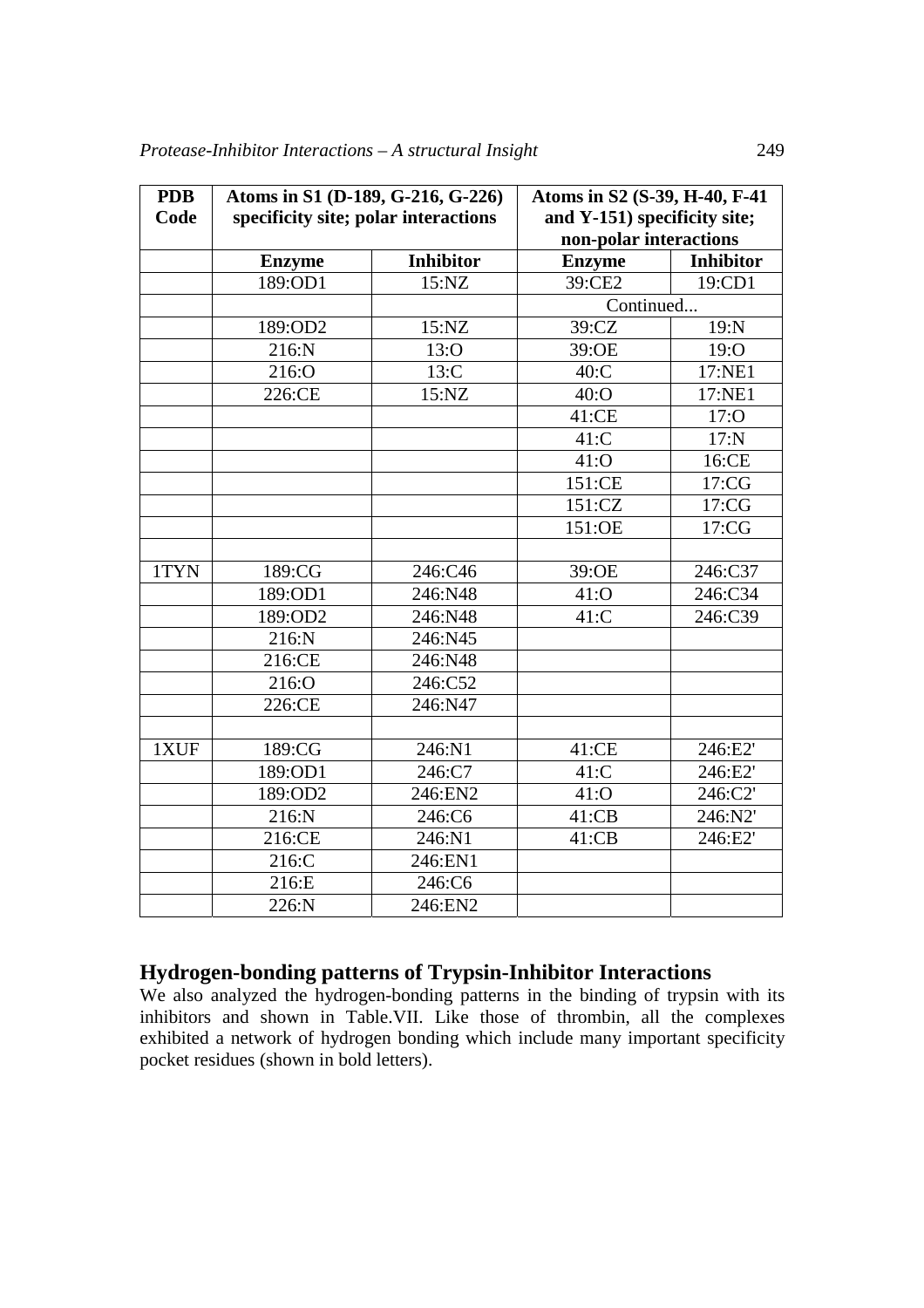| PDB Code | Atoms in S1 (D-189, G-216, G-226) specificity site; polar interactions | | Atoms in S2 (S-39, H-40, F-41 and Y-151) specificity site; non-polar interactions | |
|---|---|---|---|---|
| | **Enzyme** | **Inhibitor** | **Enzyme** | **Inhibitor** |
| | 189:OD1 | 15:NZ | 39:CE2 | 19:CD1 |
| | | | Continued... | |
| | 189:OD2 | 15:NZ | 39:CZ | 19:N |
| | 216:N | 13:O | 39:OE | 19:O |
| | 216:O | 13:C | 40:C | 17:NE1 |
| | 226:CE | 15:NZ | 40:O | 17:NE1 |
| | | | 41:CE | 17:O |
| | | | 41:C | 17:N |
| | | | 41:O | 16:CE |
| | | | 151:CE | 17:CG |
| | | | 151:CZ | 17:CG |
| | | | 151:OE | 17:CG |
| | | | | |
| 1TYN | 189:CG | 246:C46 | 39:OE | 246:C37 |
| | 189:OD1 | 246:N48 | 41:O | 246:C34 |
| | 189:OD2 | 246:N48 | 41:C | 246:C39 |
| | 216:N | 246:N45 | | |
| | 216:CE | 246:N48 | | |
| | 216:O | 246:C52 | | |
| | 226:CE | 246:N47 | | |
| | | | | |
| 1XUF | 189:CG | 246:N1 | 41:CE | 246:E2' |
| | 189:OD1 | 246:C7 | 41:C | 246:E2' |
| | 189:OD2 | 246:EN2 | 41:O | 246:C2' |
| | 216:N | 246:C6 | 41:CB | 246:N2' |
| | 216:CE | 246:N1 | 41:CB | 246:E2' |
| | 216:C | 246:EN1 | | |
| | 216:E | 246:C6 | | |
| | 226:N | 246:EN2 | | |

## Hydrogen-bonding patterns of Trypsin-Inhibitor Interactions

We also analyzed the hydrogen-bonding patterns in the binding of trypsin with its inhibitors and shown in Table.VII. Like those of thrombin, all the complexes exhibited a network of hydrogen bonding which include many important specificity pocket residues (shown in bold letters).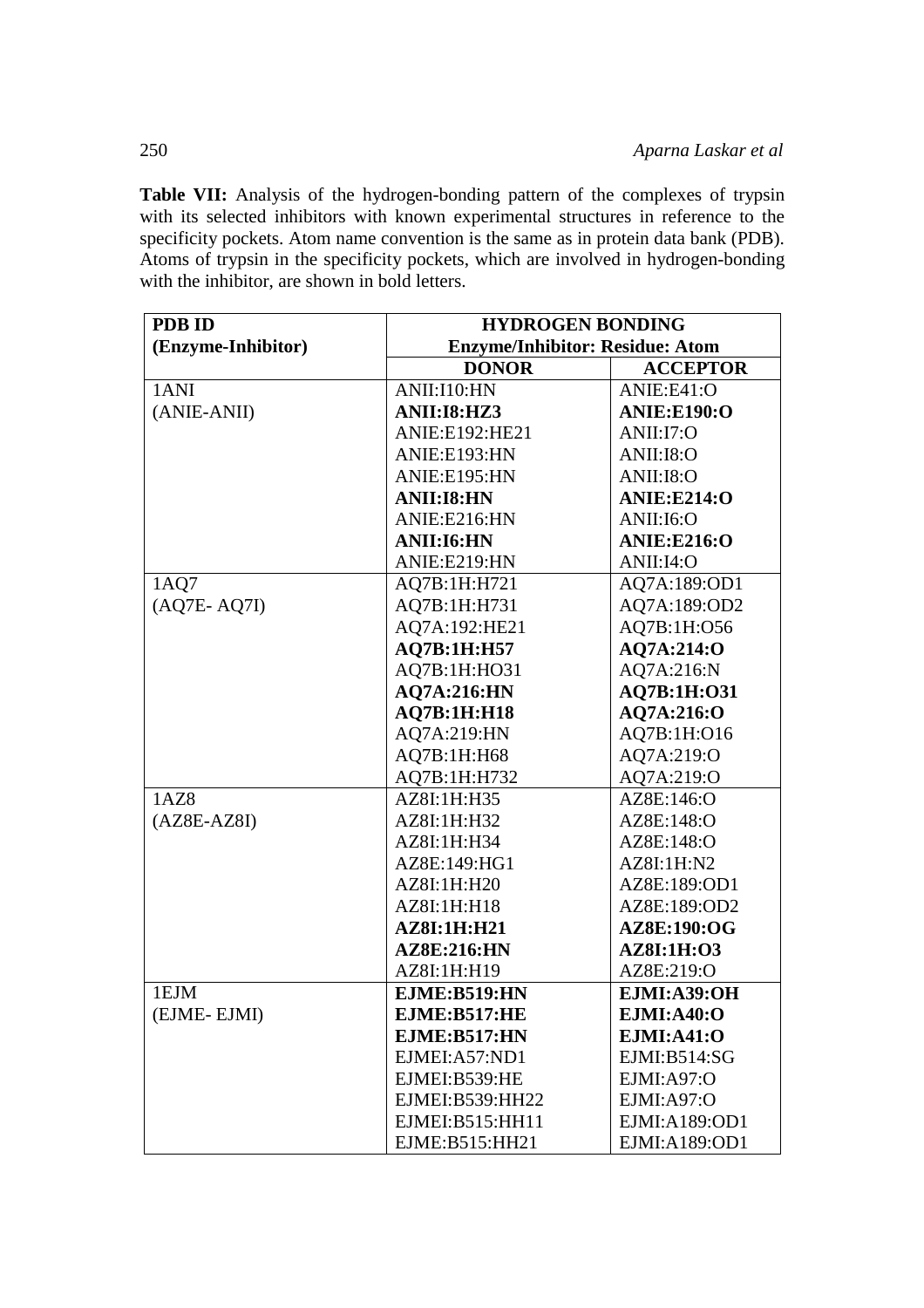**Table VII:** Analysis of the hydrogen-bonding pattern of the complexes of trypsin with its selected inhibitors with known experimental structures in reference to the specificity pockets. Atom name convention is the same as in protein data bank (PDB). Atoms of trypsin in the specificity pockets, which are involved in hydrogen-bonding with the inhibitor, are shown in bold letters.

| PDB ID (Enzyme-Inhibitor) | HYDROGEN BONDING Enzyme/Inhibitor: Residue: Atom | |
|---|---|---|
| | DONOR | ACCEPTOR |
| 1ANI (ANIE-ANII) | ANII:I10:HN | ANIE:E41:O |
| | **ANII:I8:HZ3** | **ANIE:E190:O** |
| | ANIE:E192:HE21 | ANII:I7:O |
| | ANIE:E193:HN | ANII:I8:O |
| | ANIE:E195:HN | ANII:I8:O |
| | **ANII:I8:HN** | **ANIE:E214:O** |
| | ANIE:E216:HN | ANII:I6:O |
| | **ANII:I6:HN** | **ANIE:E216:O** |
| | ANIE:E219:HN | ANII:I4:O |
| 1AQ7 (AQ7E- AQ7I) | AQ7B:1H:H721 | AQ7A:189:OD1 |
| | AQ7B:1H:H731 | AQ7A:189:OD2 |
| | AQ7A:192:HE21 | AQ7B:1H:O56 |
| | **AQ7B:1H:H57** | **AQ7A:214:O** |
| | AQ7B:1H:HO31 | AQ7A:216:N |
| | **AQ7A:216:HN** | **AQ7B:1H:O31** |
| | **AQ7B:1H:H18** | **AQ7A:216:O** |
| | AQ7A:219:HN | AQ7B:1H:O16 |
| | AQ7B:1H:H68 | AQ7A:219:O |
| | AQ7B:1H:H732 | AQ7A:219:O |
| 1AZ8 (AZ8E-AZ8I) | AZ8I:1H:H35 | AZ8E:146:O |
| | AZ8I:1H:H32 | AZ8E:148:O |
| | AZ8I:1H:H34 | AZ8E:148:O |
| | AZ8E:149:HG1 | AZ8I:1H:N2 |
| | AZ8I:1H:H20 | AZ8E:189:OD1 |
| | AZ8I:1H:H18 | AZ8E:189:OD2 |
| | **AZ8I:1H:H21** | **AZ8E:190:OG** |
| | **AZ8E:216:HN** | **AZ8I:1H:O3** |
| | AZ8I:1H:H19 | AZ8E:219:O |
| 1EJM (EJME- EJMI) | **EJME:B519:HN** | **EJMI:A39:OH** |
| | **EJME:B517:HE** | **EJMI:A40:O** |
| | **EJME:B517:HN** | **EJMI:A41:O** |
| | EJMEI:A57:ND1 | EJMI:B514:SG |
| | EJMEI:B539:HE | EJMI:A97:O |
| | EJMEI:B539:HH22 | EJMI:A97:O |
| | EJMEI:B515:HH11 | EJMI:A189:OD1 |
| | EJME:B515:HH21 | EJMI:A189:OD1 |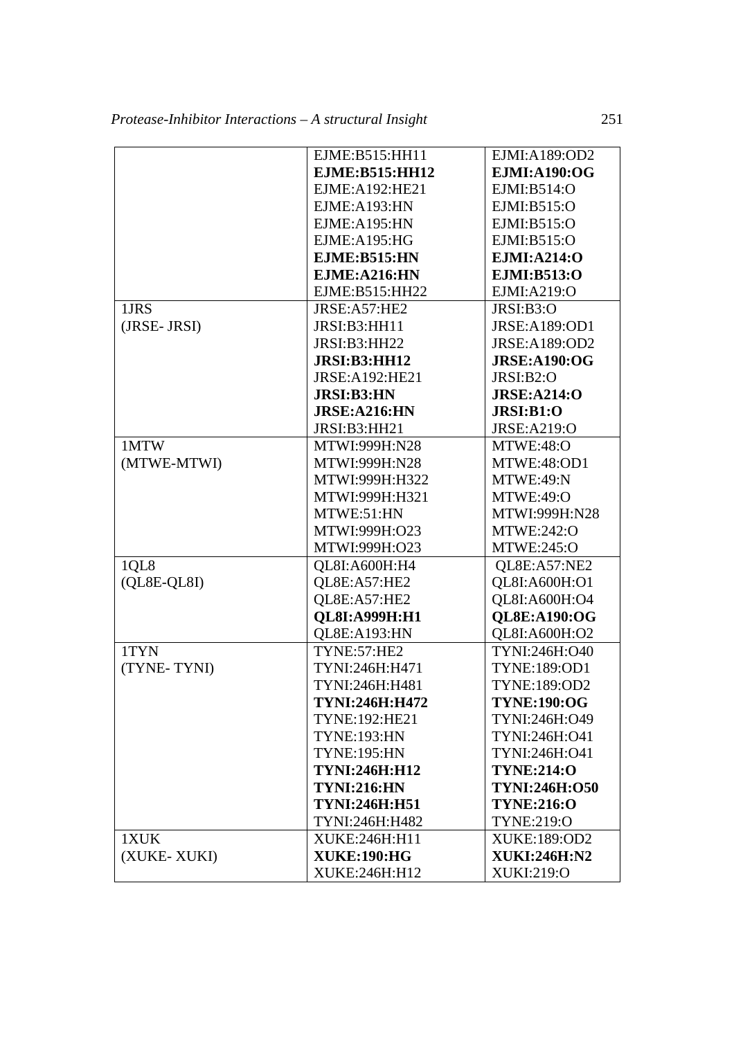| | | |
|---|---|---|
| | EJME:B515:HH11 | EJMI:A189:OD2 |
| | **EJME:B515:HH12** | **EJMI:A190:OG** |
| | EJME:A192:HE21 | EJMI:B514:O |
| | EJME:A193:HN | EJMI:B515:O |
| | EJME:A195:HN | EJMI:B515:O |
| | EJME:A195:HG | EJMI:B515:O |
| | **EJME:B515:HN** | **EJMI:A214:O** |
| | **EJME:A216:HN** | **EJMI:B513:O** |
| | EJME:B515:HH22 | EJMI:A219:O |
| 1JRS (JRSE- JRSI) | JRSE:A57:HE2 | JRSI:B3:O |
| | JRSI:B3:HH11 | JRSE:A189:OD1 |
| | JRSI:B3:HH22 | JRSE:A189:OD2 |
| | **JRSI:B3:HH12** | **JRSE:A190:OG** |
| | JRSE:A192:HE21 | JRSI:B2:O |
| | **JRSI:B3:HN** | **JRSE:A214:O** |
| | **JRSE:A216:HN** | **JRSI:B1:O** |
| | JRSI:B3:HH21 | JRSE:A219:O |
| 1MTW (MTWE-MTWI) | MTWI:999H:N28 | MTWE:48:O |
| | MTWI:999H:N28 | MTWE:48:OD1 |
| | MTWI:999H:H322 | MTWE:49:N |
| | MTWI:999H:H321 | MTWE:49:O |
| | MTWE:51:HN | MTWI:999H:N28 |
| | MTWI:999H:O23 | MTWE:242:O |
| | MTWI:999H:O23 | MTWE:245:O |
| 1QL8 (QL8E-QL8I) | QL8I:A600H:H4 | QL8E:A57:NE2 |
| | QL8E:A57:HE2 | QL8I:A600H:O1 |
| | QL8E:A57:HE2 | QL8I:A600H:O4 |
| | **QL8I:A999H:H1** | **QL8E:A190:OG** |
| | QL8E:A193:HN | QL8I:A600H:O2 |
| 1TYN (TYNE- TYNI) | TYNE:57:HE2 | TYNI:246H:O40 |
| | TYNI:246H:H471 | TYNE:189:OD1 |
| | TYNI:246H:H481 | TYNE:189:OD2 |
| | **TYNI:246H:H472** | **TYNE:190:OG** |
| | TYNE:192:HE21 | TYNI:246H:O49 |
| | TYNE:193:HN | TYNI:246H:O41 |
| | TYNE:195:HN | TYNI:246H:O41 |
| | **TYNI:246H:H12** | **TYNE:214:O** |
| | **TYNI:216:HN** | **TYNI:246H:O50** |
| | **TYNI:246H:H51** | **TYNE:216:O** |
| | TYNI:246H:H482 | TYNE:219:O |
| 1XUK (XUKE- XUKI) | XUKE:246H:H11 | XUKE:189:OD2 |
| | **XUKE:190:HG** | **XUKI:246H:N2** |
| | XUKE:246H:H12 | XUKI:219:O |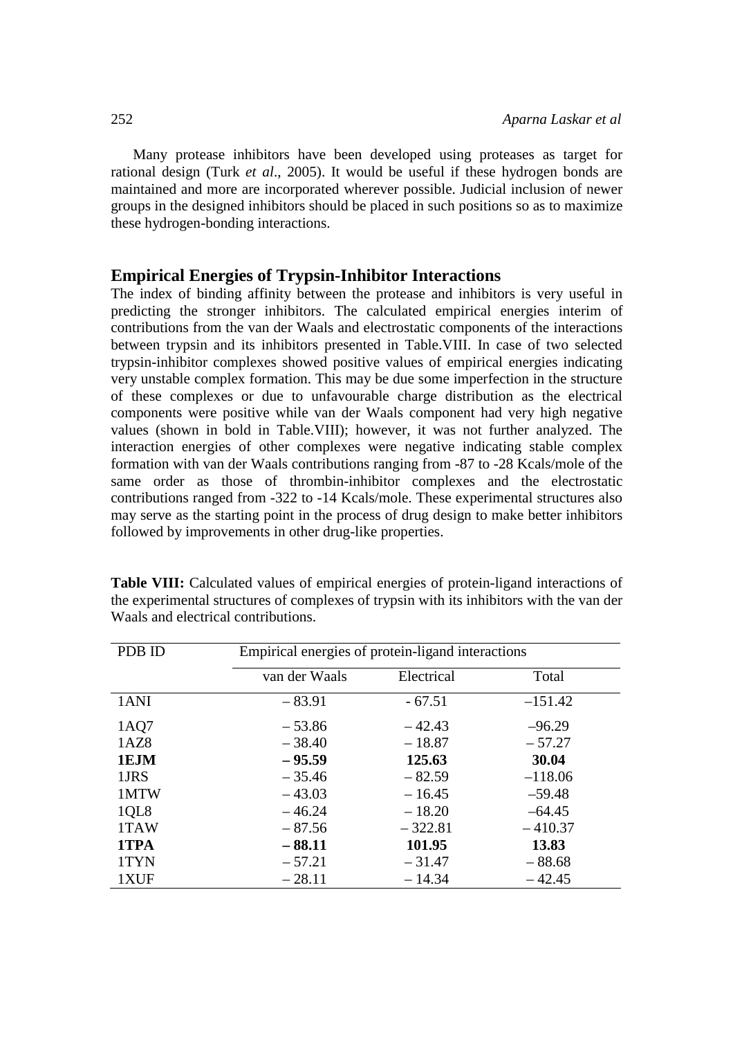Many protease inhibitors have been developed using proteases as target for rational design (Turk *et al*., 2005). It would be useful if these hydrogen bonds are maintained and more are incorporated wherever possible. Judicial inclusion of newer groups in the designed inhibitors should be placed in such positions so as to maximize these hydrogen-bonding interactions.

## Empirical Energies of Trypsin-Inhibitor Interactions

The index of binding affinity between the protease and inhibitors is very useful in predicting the stronger inhibitors. The calculated empirical energies interim of contributions from the van der Waals and electrostatic components of the interactions between trypsin and its inhibitors presented in Table.VIII. In case of two selected trypsin-inhibitor complexes showed positive values of empirical energies indicating very unstable complex formation. This may be due some imperfection in the structure of these complexes or due to unfavourable charge distribution as the electrical components were positive while van der Waals component had very high negative values (shown in bold in Table.VIII); however, it was not further analyzed. The interaction energies of other complexes were negative indicating stable complex formation with van der Waals contributions ranging from -87 to -28 Kcals/mole of the same order as those of thrombin-inhibitor complexes and the electrostatic contributions ranged from -322 to -14 Kcals/mole. These experimental structures also may serve as the starting point in the process of drug design to make better inhibitors followed by improvements in other drug-like properties.

**Table VIII:** Calculated values of empirical energies of protein-ligand interactions of the experimental structures of complexes of trypsin with its inhibitors with the van der Waals and electrical contributions.

| PDB ID | Empirical energies of protein-ligand interactions | | |
|---|---|---|---|
| | van der Waals | Electrical | Total |
| 1ANI | – 83.91 | - 67.51 | –151.42 |
| 1AQ7 | – 53.86 | – 42.43 | –96.29 |
| 1AZ8 | – 38.40 | – 18.87 | – 57.27 |
| **1EJM** | **– 95.59** | **125.63** | **30.04** |
| 1JRS | – 35.46 | – 82.59 | –118.06 |
| 1MTW | – 43.03 | – 16.45 | –59.48 |
| 1QL8 | – 46.24 | – 18.20 | –64.45 |
| 1TAW | – 87.56 | – 322.81 | – 410.37 |
| **1TPA** | **– 88.11** | **101.95** | **13.83** |
| 1TYN | – 57.21 | – 31.47 | – 88.68 |
| 1XUF | – 28.11 | – 14.34 | – 42.45 |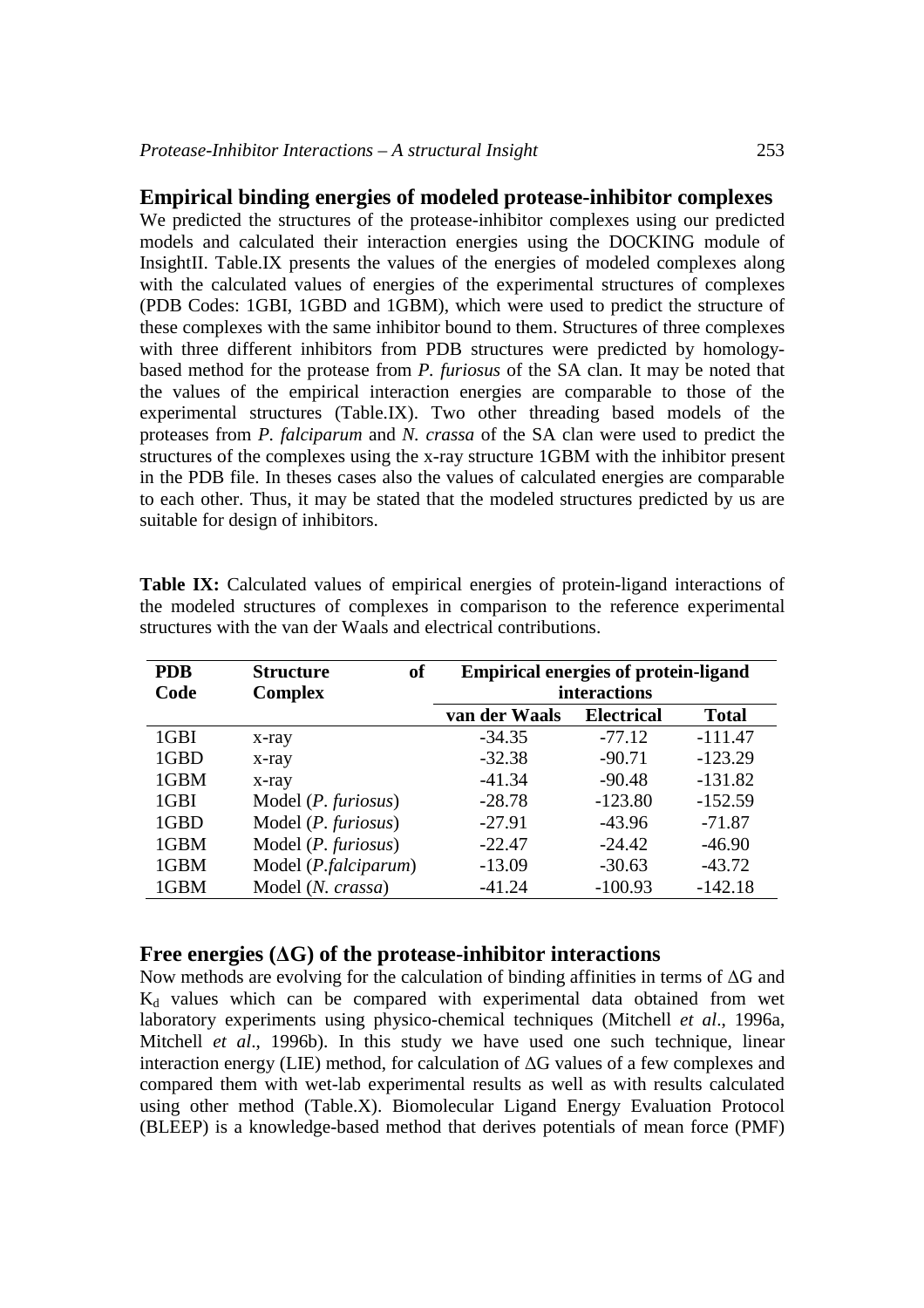## Empirical binding energies of modeled protease-inhibitor complexes

We predicted the structures of the protease-inhibitor complexes using our predicted models and calculated their interaction energies using the DOCKING module of InsightII. Table.IX presents the values of the energies of modeled complexes along with the calculated values of energies of the experimental structures of complexes (PDB Codes: 1GBI, 1GBD and 1GBM), which were used to predict the structure of these complexes with the same inhibitor bound to them. Structures of three complexes with three different inhibitors from PDB structures were predicted by homology-based method for the protease from *P. furiosus* of the SA clan. It may be noted that the values of the empirical interaction energies are comparable to those of the experimental structures (Table.IX). Two other threading based models of the proteases from *P. falciparum* and *N. crassa* of the SA clan were used to predict the structures of the complexes using the x-ray structure 1GBM with the inhibitor present in the PDB file. In theses cases also the values of calculated energies are comparable to each other. Thus, it may be stated that the modeled structures predicted by us are suitable for design of inhibitors.

**Table IX:** Calculated values of empirical energies of protein-ligand interactions of the modeled structures of complexes in comparison to the reference experimental structures with the van der Waals and electrical contributions.

| PDB Code | Structure of Complex | Empirical energies of protein-ligand interactions | | |
|---|---|---|---|---|
| | | van der Waals | Electrical | Total |
| 1GBI | x-ray | -34.35 | -77.12 | -111.47 |
| 1GBD | x-ray | -32.38 | -90.71 | -123.29 |
| 1GBM | x-ray | -41.34 | -90.48 | -131.82 |
| 1GBI | Model (*P. furiosus*) | -28.78 | -123.80 | -152.59 |
| 1GBD | Model (*P. furiosus*) | -27.91 | -43.96 | -71.87 |
| 1GBM | Model (*P. furiosus*) | -22.47 | -24.42 | -46.90 |
| 1GBM | Model (*P.falciparum*) | -13.09 | -30.63 | -43.72 |
| 1GBM | Model (*N. crassa*) | -41.24 | -100.93 | -142.18 |

## Free energies ($\Delta G$) of the protease-inhibitor interactions

Now methods are evolving for the calculation of binding affinities in terms of $\Delta G$ and $K_d$ values which can be compared with experimental data obtained from wet laboratory experiments using physico-chemical techniques (Mitchell *et al*., 1996a, Mitchell *et al*., 1996b). In this study we have used one such technique, linear interaction energy (LIE) method, for calculation of $\Delta G$ values of a few complexes and compared them with wet-lab experimental results as well as with results calculated using other method (Table.X). Biomolecular Ligand Energy Evaluation Protocol (BLEEP) is a knowledge-based method that derives potentials of mean force (PMF)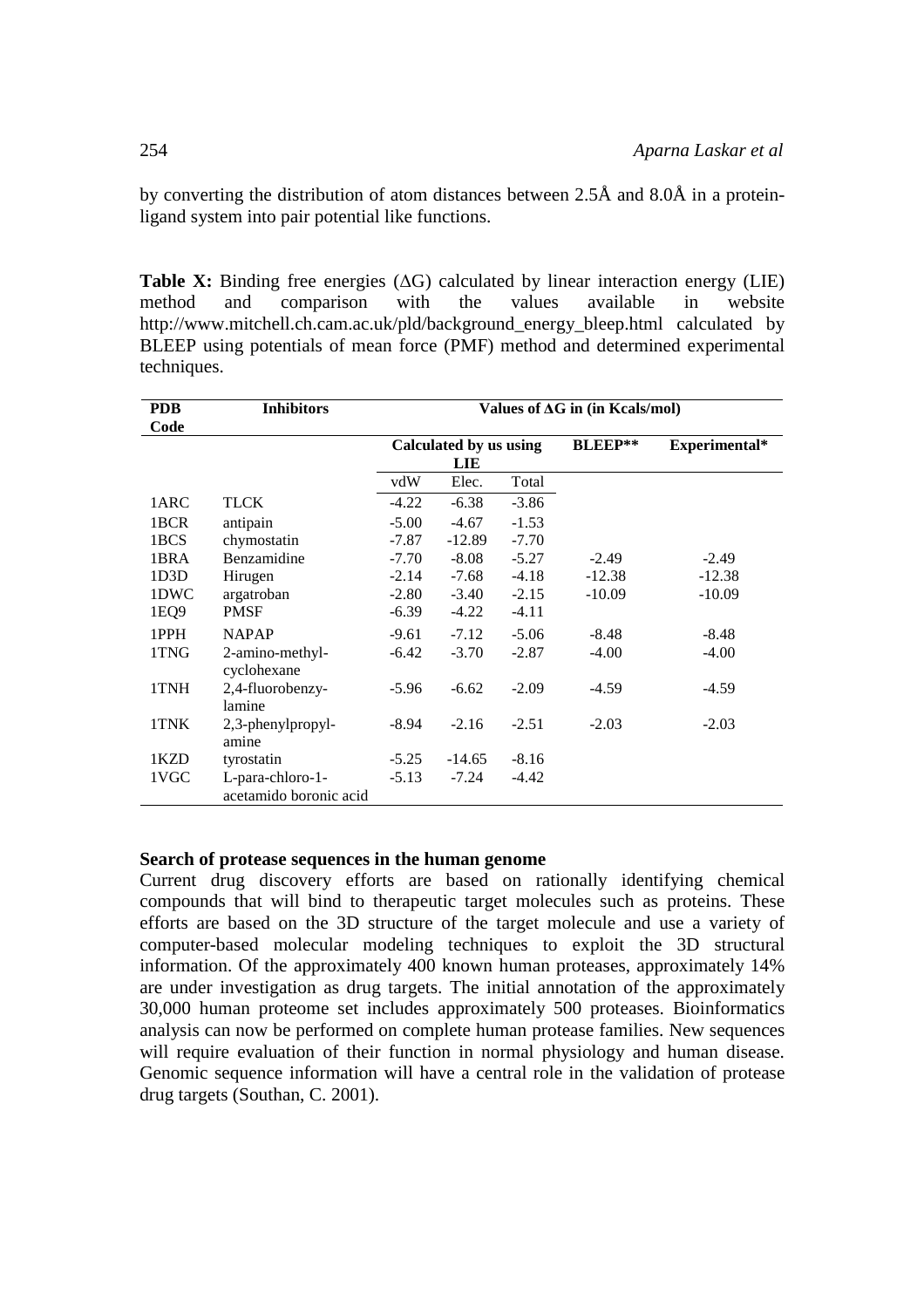by converting the distribution of atom distances between 2.5Å and 8.0Å in a protein-ligand system into pair potential like functions.

**Table X:** Binding free energies (ΔG) calculated by linear interaction energy (LIE) method and comparison with the values available in website http://www.mitchell.ch.cam.ac.uk/pld/background_energy_bleep.html calculated by BLEEP using potentials of mean force (PMF) method and determined experimental techniques.

| PDB Code | Inhibitors | Values of ΔG in (in Kcals/mol) | | | | |
|---|---|---|---|---|---|---|
| | | Calculated by us using LIE | | | BLEEP** | Experimental* |
| | | vdW | Elec. | Total | | |
| 1ARC | TLCK | -4.22 | -6.38 | -3.86 | | |
| 1BCR | antipain | -5.00 | -4.67 | -1.53 | | |
| 1BCS | chymostatin | -7.87 | -12.89 | -7.70 | | |
| 1BRA | Benzamidine | -7.70 | -8.08 | -5.27 | -2.49 | -2.49 |
| 1D3D | Hirugen | -2.14 | -7.68 | -4.18 | -12.38 | -12.38 |
| 1DWC | argatroban | -2.80 | -3.40 | -2.15 | -10.09 | -10.09 |
| 1EQ9 | PMSF | -6.39 | -4.22 | -4.11 | | |
| 1PPH | NAPAP | -9.61 | -7.12 | -5.06 | -8.48 | -8.48 |
| 1TNG | 2-amino-methyl-cyclohexane | -6.42 | -3.70 | -2.87 | -4.00 | -4.00 |
| 1TNH | 2,4-fluorobenzy-lamine | -5.96 | -6.62 | -2.09 | -4.59 | -4.59 |
| 1TNK | 2,3-phenylpropyl-amine | -8.94 | -2.16 | -2.51 | -2.03 | -2.03 |
| 1KZD | tyrostatin | -5.25 | -14.65 | -8.16 | | |
| 1VGC | L-para-chloro-1-acetamido boronic acid | -5.13 | -7.24 | -4.42 | | |

**Search of protease sequences in the human genome**

Current drug discovery efforts are based on rationally identifying chemical compounds that will bind to therapeutic target molecules such as proteins. These efforts are based on the 3D structure of the target molecule and use a variety of computer-based molecular modeling techniques to exploit the 3D structural information. Of the approximately 400 known human proteases, approximately 14% are under investigation as drug targets. The initial annotation of the approximately 30,000 human proteome set includes approximately 500 proteases. Bioinformatics analysis can now be performed on complete human protease families. New sequences will require evaluation of their function in normal physiology and human disease. Genomic sequence information will have a central role in the validation of protease drug targets (Southan, C. 2001).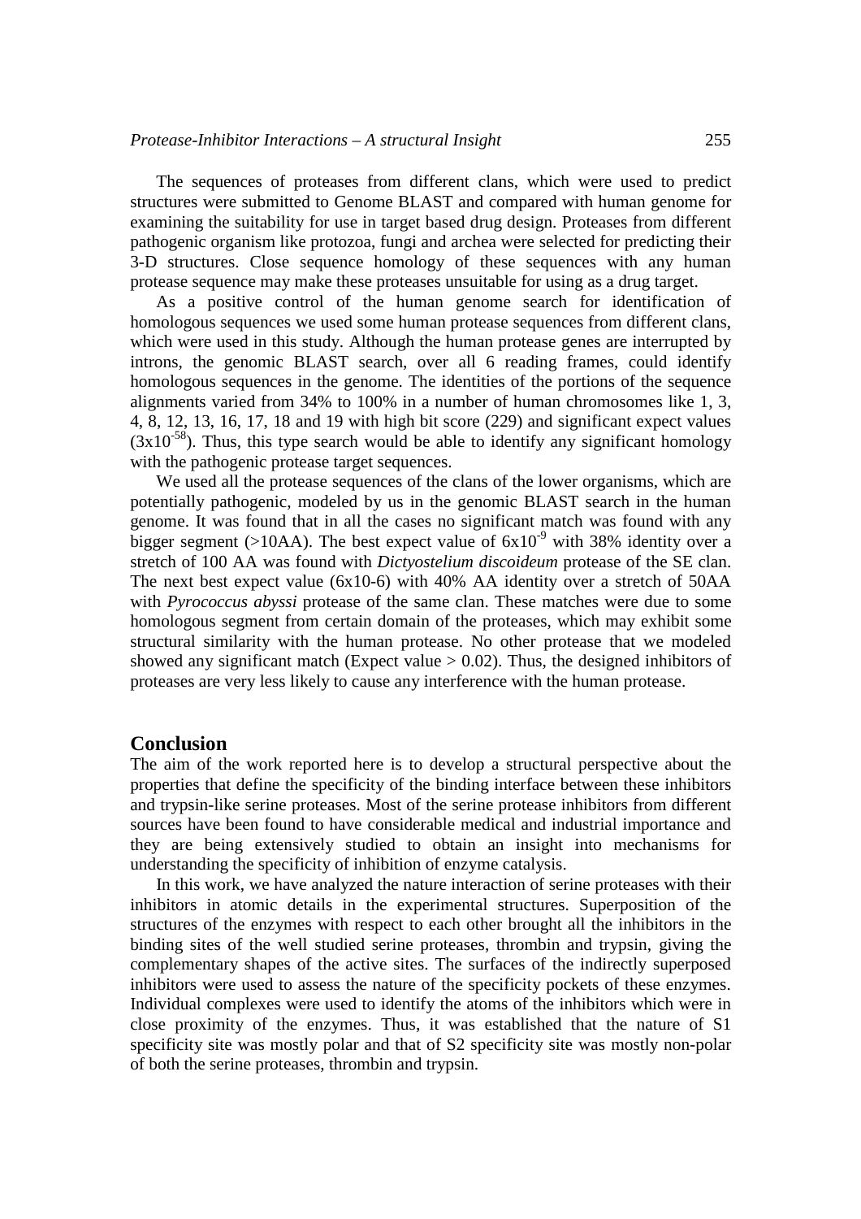The sequences of proteases from different clans, which were used to predict structures were submitted to Genome BLAST and compared with human genome for examining the suitability for use in target based drug design. Proteases from different pathogenic organism like protozoa, fungi and archea were selected for predicting their 3-D structures. Close sequence homology of these sequences with any human protease sequence may make these proteases unsuitable for using as a drug target.

As a positive control of the human genome search for identification of homologous sequences we used some human protease sequences from different clans, which were used in this study. Although the human protease genes are interrupted by introns, the genomic BLAST search, over all 6 reading frames, could identify homologous sequences in the genome. The identities of the portions of the sequence alignments varied from 34% to 100% in a number of human chromosomes like 1, 3, 4, 8, 12, 13, 16, 17, 18 and 19 with high bit score (229) and significant expect values ($3x10^{-58}$). Thus, this type search would be able to identify any significant homology with the pathogenic protease target sequences.

We used all the protease sequences of the clans of the lower organisms, which are potentially pathogenic, modeled by us in the genomic BLAST search in the human genome. It was found that in all the cases no significant match was found with any bigger segment (>10AA). The best expect value of $6x10^{-9}$ with 38% identity over a stretch of 100 AA was found with *Dictyostelium discoideum* protease of the SE clan. The next best expect value (6x10-6) with 40% AA identity over a stretch of 50AA with *Pyrococcus abyssi* protease of the same clan. These matches were due to some homologous segment from certain domain of the proteases, which may exhibit some structural similarity with the human protease. No other protease that we modeled showed any significant match (Expect value > 0.02). Thus, the designed inhibitors of proteases are very less likely to cause any interference with the human protease.

## Conclusion

The aim of the work reported here is to develop a structural perspective about the properties that define the specificity of the binding interface between these inhibitors and trypsin-like serine proteases. Most of the serine protease inhibitors from different sources have been found to have considerable medical and industrial importance and they are being extensively studied to obtain an insight into mechanisms for understanding the specificity of inhibition of enzyme catalysis.

In this work, we have analyzed the nature interaction of serine proteases with their inhibitors in atomic details in the experimental structures. Superposition of the structures of the enzymes with respect to each other brought all the inhibitors in the binding sites of the well studied serine proteases, thrombin and trypsin, giving the complementary shapes of the active sites. The surfaces of the indirectly superposed inhibitors were used to assess the nature of the specificity pockets of these enzymes. Individual complexes were used to identify the atoms of the inhibitors which were in close proximity of the enzymes. Thus, it was established that the nature of S1 specificity site was mostly polar and that of S2 specificity site was mostly non-polar of both the serine proteases, thrombin and trypsin.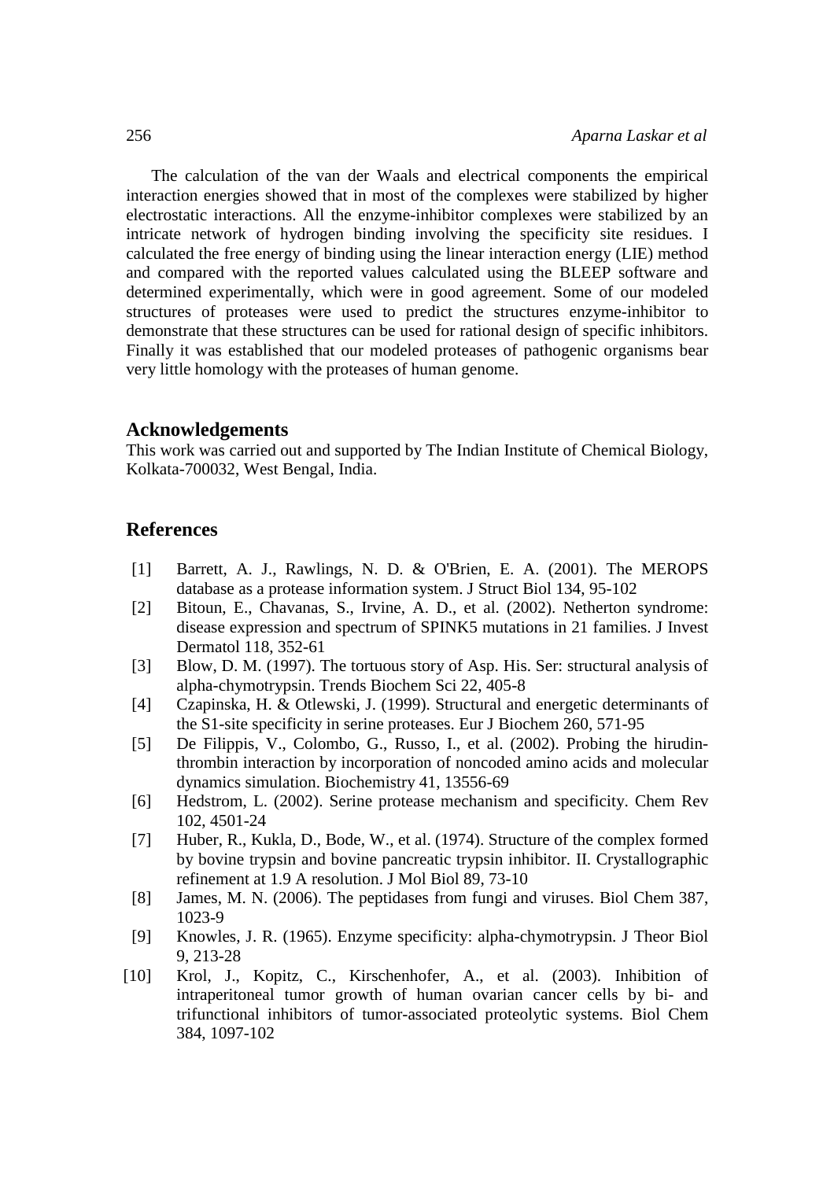The calculation of the van der Waals and electrical components the empirical interaction energies showed that in most of the complexes were stabilized by higher electrostatic interactions. All the enzyme-inhibitor complexes were stabilized by an intricate network of hydrogen binding involving the specificity site residues. I calculated the free energy of binding using the linear interaction energy (LIE) method and compared with the reported values calculated using the BLEEP software and determined experimentally, which were in good agreement. Some of our modeled structures of proteases were used to predict the structures enzyme-inhibitor to demonstrate that these structures can be used for rational design of specific inhibitors. Finally it was established that our modeled proteases of pathogenic organisms bear very little homology with the proteases of human genome.

## Acknowledgements

This work was carried out and supported by The Indian Institute of Chemical Biology, Kolkata-700032, West Bengal, India.

## References

[1] Barrett, A. J., Rawlings, N. D. & O'Brien, E. A. (2001). The MEROPS database as a protease information system. J Struct Biol 134, 95-102

[2] Bitoun, E., Chavanas, S., Irvine, A. D., et al. (2002). Netherton syndrome: disease expression and spectrum of SPINK5 mutations in 21 families. J Invest Dermatol 118, 352-61

[3] Blow, D. M. (1997). The tortuous story of Asp. His. Ser: structural analysis of alpha-chymotrypsin. Trends Biochem Sci 22, 405-8

[4] Czapinska, H. & Otlewski, J. (1999). Structural and energetic determinants of the S1-site specificity in serine proteases. Eur J Biochem 260, 571-95

[5] De Filippis, V., Colombo, G., Russo, I., et al. (2002). Probing the hirudin-thrombin interaction by incorporation of noncoded amino acids and molecular dynamics simulation. Biochemistry 41, 13556-69

[6] Hedstrom, L. (2002). Serine protease mechanism and specificity. Chem Rev 102, 4501-24

[7] Huber, R., Kukla, D., Bode, W., et al. (1974). Structure of the complex formed by bovine trypsin and bovine pancreatic trypsin inhibitor. II. Crystallographic refinement at 1.9 A resolution. J Mol Biol 89, 73-10

[8] James, M. N. (2006). The peptidases from fungi and viruses. Biol Chem 387, 1023-9

[9] Knowles, J. R. (1965). Enzyme specificity: alpha-chymotrypsin. J Theor Biol 9, 213-28

[10] Krol, J., Kopitz, C., Kirschenhofer, A., et al. (2003). Inhibition of intraperitoneal tumor growth of human ovarian cancer cells by bi- and trifunctional inhibitors of tumor-associated proteolytic systems. Biol Chem 384, 1097-102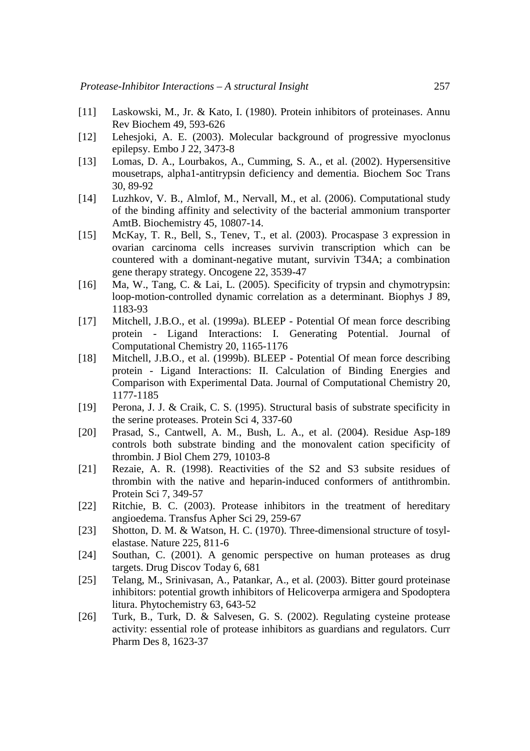[11] Laskowski, M., Jr. & Kato, I. (1980). Protein inhibitors of proteinases. Annu Rev Biochem 49, 593-626

[12] Lehesjoki, A. E. (2003). Molecular background of progressive myoclonus epilepsy. Embo J 22, 3473-8

[13] Lomas, D. A., Lourbakos, A., Cumming, S. A., et al. (2002). Hypersensitive mousetraps, alpha1-antitrypsin deficiency and dementia. Biochem Soc Trans 30, 89-92

[14] Luzhkov, V. B., Almlof, M., Nervall, M., et al. (2006). Computational study of the binding affinity and selectivity of the bacterial ammonium transporter AmtB. Biochemistry 45, 10807-14.

[15] McKay, T. R., Bell, S., Tenev, T., et al. (2003). Procaspase 3 expression in ovarian carcinoma cells increases survivin transcription which can be countered with a dominant-negative mutant, survivin T34A; a combination gene therapy strategy. Oncogene 22, 3539-47

[16] Ma, W., Tang, C. & Lai, L. (2005). Specificity of trypsin and chymotrypsin: loop-motion-controlled dynamic correlation as a determinant. Biophys J 89, 1183-93

[17] Mitchell, J.B.O., et al. (1999a). BLEEP - Potential Of mean force describing protein - Ligand Interactions: I. Generating Potential. Journal of Computational Chemistry 20, 1165-1176

[18] Mitchell, J.B.O., et al. (1999b). BLEEP - Potential Of mean force describing protein - Ligand Interactions: II. Calculation of Binding Energies and Comparison with Experimental Data. Journal of Computational Chemistry 20, 1177-1185

[19] Perona, J. J. & Craik, C. S. (1995). Structural basis of substrate specificity in the serine proteases. Protein Sci 4, 337-60

[20] Prasad, S., Cantwell, A. M., Bush, L. A., et al. (2004). Residue Asp-189 controls both substrate binding and the monovalent cation specificity of thrombin. J Biol Chem 279, 10103-8

[21] Rezaie, A. R. (1998). Reactivities of the S2 and S3 subsite residues of thrombin with the native and heparin-induced conformers of antithrombin. Protein Sci 7, 349-57

[22] Ritchie, B. C. (2003). Protease inhibitors in the treatment of hereditary angioedema. Transfus Apher Sci 29, 259-67

[23] Shotton, D. M. & Watson, H. C. (1970). Three-dimensional structure of tosyl-elastase. Nature 225, 811-6

[24] Southan, C. (2001). A genomic perspective on human proteases as drug targets. Drug Discov Today 6, 681

[25] Telang, M., Srinivasan, A., Patankar, A., et al. (2003). Bitter gourd proteinase inhibitors: potential growth inhibitors of Helicoverpa armigera and Spodoptera litura. Phytochemistry 63, 643-52

[26] Turk, B., Turk, D. & Salvesen, G. S. (2002). Regulating cysteine protease activity: essential role of protease inhibitors as guardians and regulators. Curr Pharm Des 8, 1623-37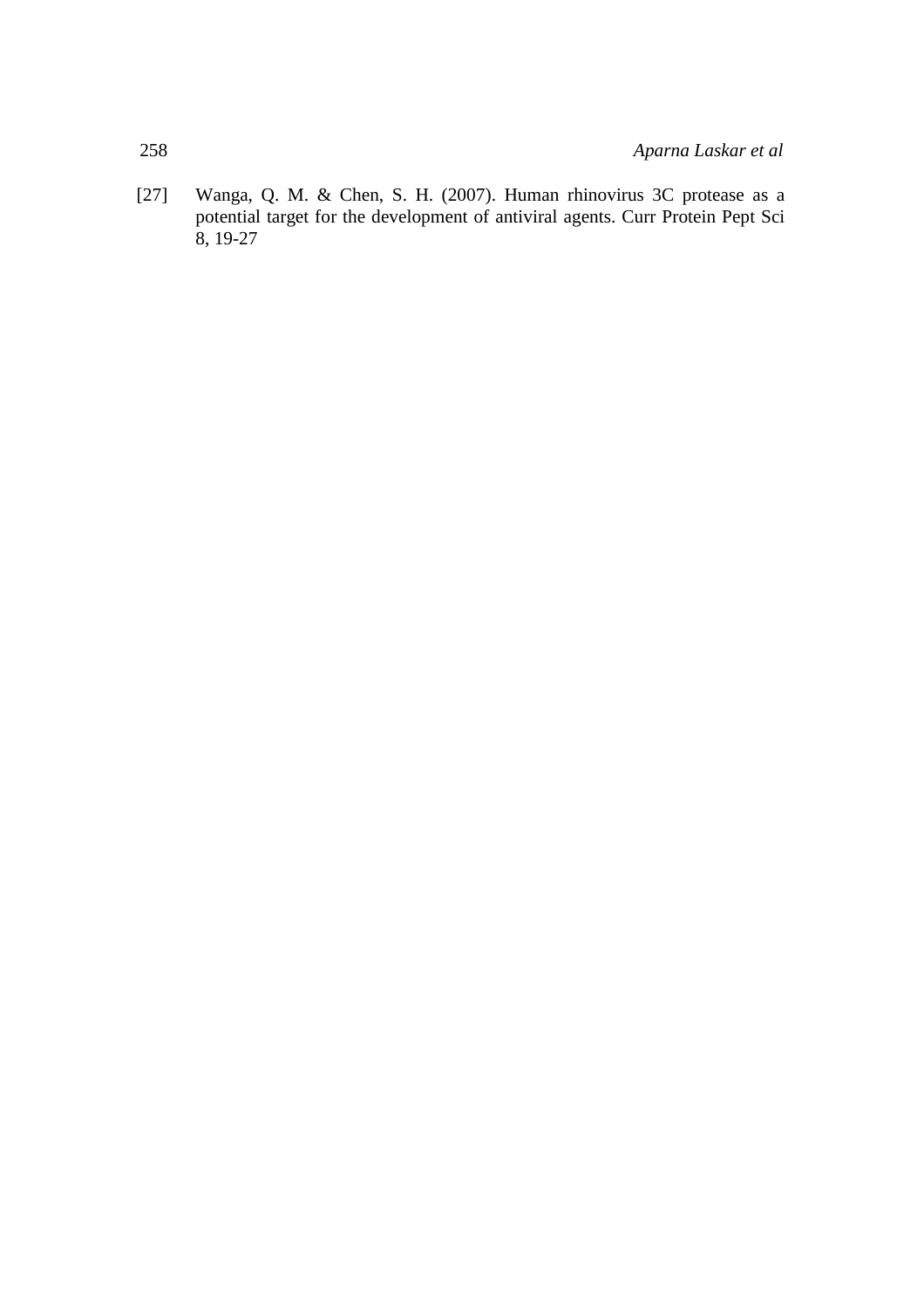[27] Wanga, Q. M. & Chen, S. H. (2007). Human rhinovirus 3C protease as a potential target for the development of antiviral agents. Curr Protein Pept Sci 8, 19-27